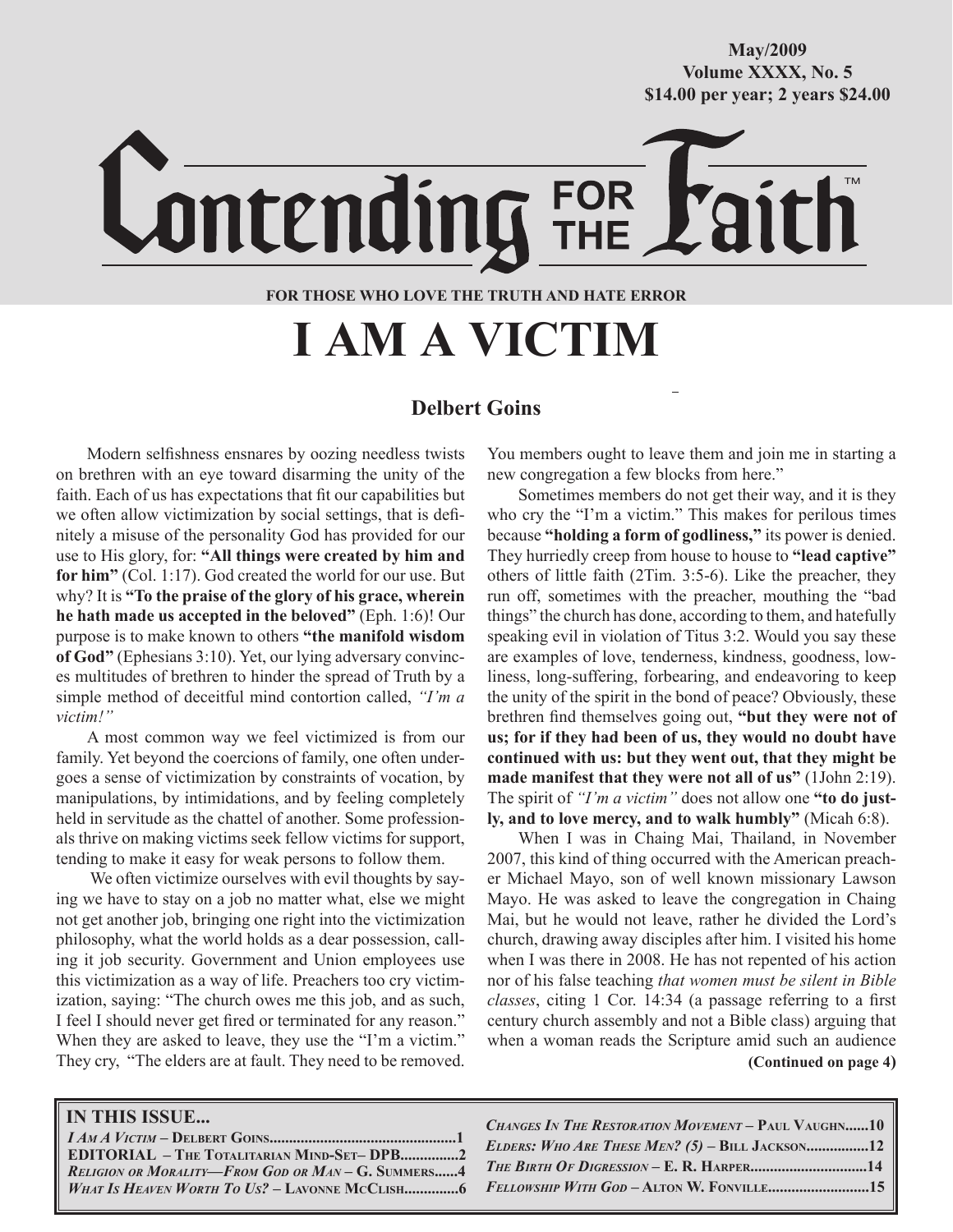May/2009
Volume XXXX, No. 5
$14.00 per year; 2 years $24.00

# Contending FOR THE Faith™

**FOR THOSE WHO LOVE THE TRUTH AND HATE ERROR**

# I AM A VICTIM

## Delbert Goins

Modern selfishness ensnares by oozing needless twists on brethren with an eye toward disarming the unity of the faith. Each of us has expectations that fit our capabilities but we often allow victimization by social settings, that is definitely a misuse of the personality God has provided for our use to His glory, for: **"All things were created by him and for him"** (Col. 1:17). God created the world for our use. But why? It is **"To the praise of the glory of his grace, wherein he hath made us accepted in the beloved"** (Eph. 1:6)! Our purpose is to make known to others **"the manifold wisdom of God"** (Ephesians 3:10). Yet, our lying adversary convinces multitudes of brethren to hinder the spread of Truth by a simple method of deceitful mind contortion called, *"I'm a victim!"*

A most common way we feel victimized is from our family. Yet beyond the coercions of family, one often undergoes a sense of victimization by constraints of vocation, by manipulations, by intimidations, and by feeling completely held in servitude as the chattel of another. Some professionals thrive on making victims seek fellow victims for support, tending to make it easy for weak persons to follow them.

We often victimize ourselves with evil thoughts by saying we have to stay on a job no matter what, else we might not get another job, bringing one right into the victimization philosophy, what the world holds as a dear possession, calling it job security. Government and Union employees use this victimization as a way of life. Preachers too cry victimization, saying: "The church owes me this job, and as such, I feel I should never get fired or terminated for any reason." When they are asked to leave, they use the "I'm a victim." They cry, "The elders are at fault. They need to be removed. You members ought to leave them and join me in starting a new congregation a few blocks from here."

Sometimes members do not get their way, and it is they who cry the "I'm a victim." This makes for perilous times because **"holding a form of godliness,"** its power is denied. They hurriedly creep from house to house to **"lead captive"** others of little faith (2Tim. 3:5-6). Like the preacher, they run off, sometimes with the preacher, mouthing the "bad things" the church has done, according to them, and hatefully speaking evil in violation of Titus 3:2. Would you say these are examples of love, tenderness, kindness, goodness, lowliness, long-suffering, forbearing, and endeavoring to keep the unity of the spirit in the bond of peace? Obviously, these brethren find themselves going out, **"but they were not of us; for if they had been of us, they would no doubt have continued with us: but they went out, that they might be made manifest that they were not all of us"** (1John 2:19). The spirit of *"I'm a victim"* does not allow one **"to do justly, and to love mercy, and to walk humbly"** (Micah 6:8).

When I was in Chaing Mai, Thailand, in November 2007, this kind of thing occurred with the American preacher Michael Mayo, son of well known missionary Lawson Mayo. He was asked to leave the congregation in Chaing Mai, but he would not leave, rather he divided the Lord's church, drawing away disciples after him. I visited his home when I was there in 2008. He has not repented of his action nor of his false teaching *that women must be silent in Bible classes*, citing 1 Cor. 14:34 (a passage referring to a first century church assembly and not a Bible class) arguing that when a woman reads the Scripture amid such an audience

**(Continued on page 4)**

**IN THIS ISSUE...**

- *I Am A Victim* – Delbert Goins....1
- EDITORIAL – The Totalitarian Mind-Set– DPB....2
- *Religion or Morality—From God or Man* – G. Summers....4
- *What Is Heaven Worth To Us?* – Lavonne McClish....6
- *Changes In The Restoration Movement* – Paul Vaughn....10
- *Elders: Who Are These Men? (5)* – Bill Jackson....12
- *The Birth Of Digression* – E. R. Harper....14
- *Fellowship With God* – Alton W. Fonville....15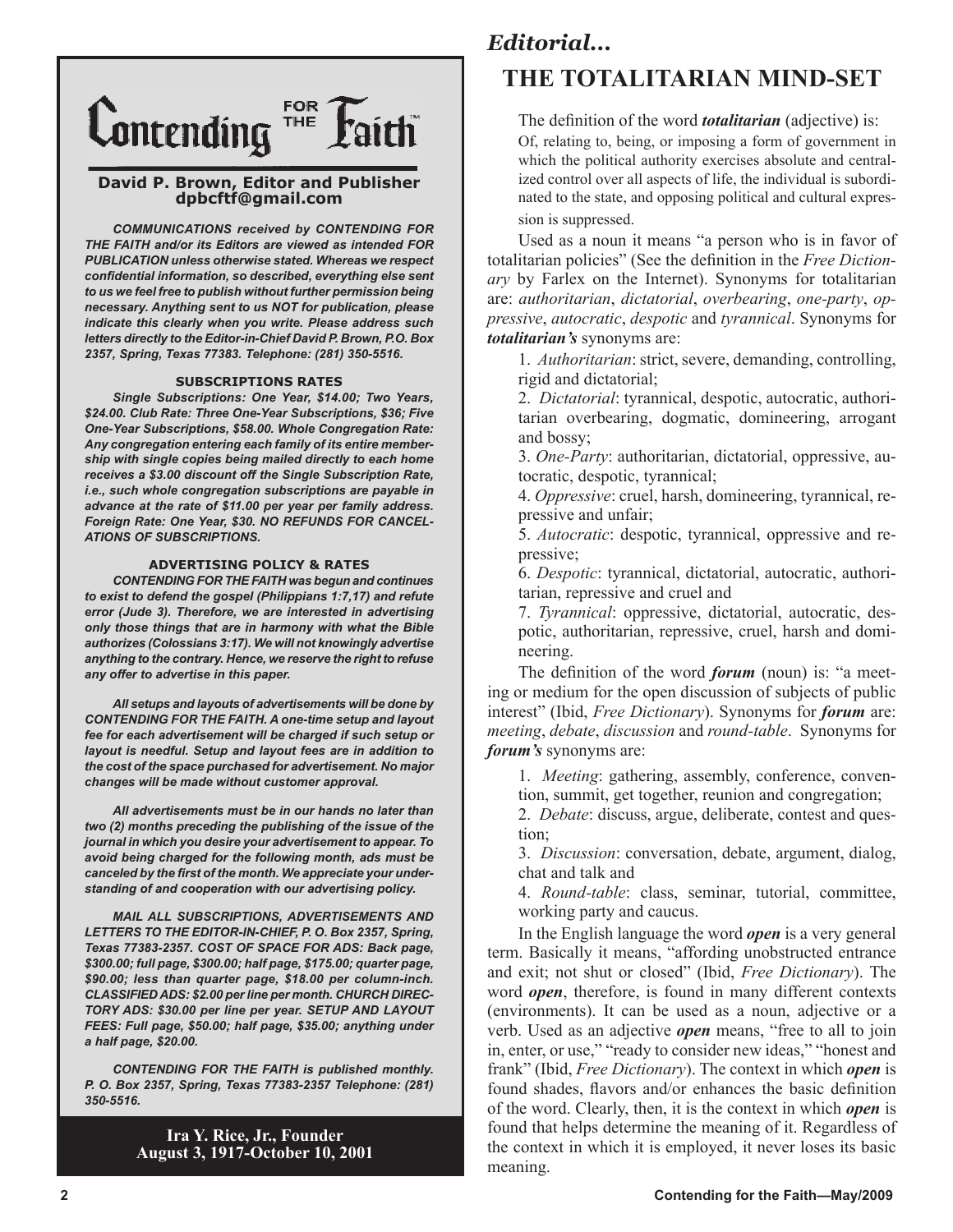# Contending for the Faith

**David P. Brown, Editor and Publisher**
**dpbcftf@gmail.com**

***COMMUNICATIONS received by CONTENDING FOR THE FAITH and/or its Editors are viewed as intended FOR PUBLICATION unless otherwise stated. Whereas we respect confidential information, so described, everything else sent to us we feel free to publish without further permission being necessary. Anything sent to us NOT for publication, please indicate this clearly when you write. Please address such letters directly to the Editor-in-Chief David P. Brown, P.O. Box 2357, Spring, Texas 77383. Telephone: (281) 350-5516.***

**SUBSCRIPTIONS RATES**

***Single Subscriptions: One Year, $14.00; Two Years, $24.00. Club Rate: Three One-Year Subscriptions, $36; Five One-Year Subscriptions, $58.00. Whole Congregation Rate: Any congregation entering each family of its entire membership with single copies being mailed directly to each home receives a $3.00 discount off the Single Subscription Rate, i.e., such whole congregation subscriptions are payable in advance at the rate of $11.00 per year per family address. Foreign Rate: One Year, $30. NO REFUNDS FOR CANCELATIONS OF SUBSCRIPTIONS.***

**ADVERTISING POLICY & RATES**

***CONTENDING FOR THE FAITH was begun and continues to exist to defend the gospel (Philippians 1:7,17) and refute error (Jude 3). Therefore, we are interested in advertising only those things that are in harmony with what the Bible authorizes (Colossians 3:17). We will not knowingly advertise anything to the contrary. Hence, we reserve the right to refuse any offer to advertise in this paper.***

***All setups and layouts of advertisements will be done by CONTENDING FOR THE FAITH. A one-time setup and layout fee for each advertisement will be charged if such setup or layout is needful. Setup and layout fees are in addition to the cost of the space purchased for advertisement. No major changes will be made without customer approval.***

***All advertisements must be in our hands no later than two (2) months preceding the publishing of the issue of the journal in which you desire your advertisement to appear. To avoid being charged for the following month, ads must be canceled by the first of the month. We appreciate your understanding of and cooperation with our advertising policy.***

***MAIL ALL SUBSCRIPTIONS, ADVERTISEMENTS AND LETTERS TO THE EDITOR-IN-CHIEF, P. O. Box 2357, Spring, Texas 77383-2357. COST OF SPACE FOR ADS: Back page, $300.00; full page, $300.00; half page, $175.00; quarter page, $90.00; less than quarter page, $18.00 per column-inch. CLASSIFIED ADS: $2.00 per line per month. CHURCH DIRECTORY ADS: $30.00 per line per year. SETUP AND LAYOUT FEES: Full page, $50.00; half page, $35.00; anything under a half page, $20.00.***

***CONTENDING FOR THE FAITH is published monthly. P. O. Box 2357, Spring, Texas 77383-2357 Telephone: (281) 350-5516.***

**Ira Y. Rice, Jr., Founder**
**August 3, 1917-October 10, 2001**

*Editorial...*

# THE TOTALITARIAN MIND-SET

The definition of the word ***totalitarian*** (adjective) is:

Of, relating to, being, or imposing a form of government in which the political authority exercises absolute and centralized control over all aspects of life, the individual is subordinated to the state, and opposing political and cultural expression is suppressed.

Used as a noun it means "a person who is in favor of totalitarian policies" (See the definition in the *Free Dictionary* by Farlex on the Internet). Synonyms for totalitarian are: *authoritarian*, *dictatorial*, *overbearing*, *one-party*, *oppressive*, *autocratic*, *despotic* and *tyrannical*. Synonyms for ***totalitarian's*** synonyms are:

1. *Authoritarian*: strict, severe, demanding, controlling, rigid and dictatorial;
2. *Dictatorial*: tyrannical, despotic, autocratic, authoritarian overbearing, dogmatic, domineering, arrogant and bossy;
3. *One-Party*: authoritarian, dictatorial, oppressive, autocratic, despotic, tyrannical;
4. *Oppressive*: cruel, harsh, domineering, tyrannical, repressive and unfair;
5. *Autocratic*: despotic, tyrannical, oppressive and repressive;
6. *Despotic*: tyrannical, dictatorial, autocratic, authoritarian, repressive and cruel and
7. *Tyrannical*: oppressive, dictatorial, autocratic, despotic, authoritarian, repressive, cruel, harsh and domineering.

The definition of the word ***forum*** (noun) is: "a meeting or medium for the open discussion of subjects of public interest" (Ibid, *Free Dictionary*). Synonyms for ***forum*** are: *meeting*, *debate*, *discussion* and *round-table*. Synonyms for ***forum's*** synonyms are:

1. *Meeting*: gathering, assembly, conference, convention, summit, get together, reunion and congregation;
2. *Debate*: discuss, argue, deliberate, contest and question;
3. *Discussion*: conversation, debate, argument, dialog, chat and talk and
4. *Round-table*: class, seminar, tutorial, committee, working party and caucus.

In the English language the word ***open*** is a very general term. Basically it means, "affording unobstructed entrance and exit; not shut or closed" (Ibid, *Free Dictionary*). The word ***open***, therefore, is found in many different contexts (environments). It can be used as a noun, adjective or a verb. Used as an adjective ***open*** means, "free to all to join in, enter, or use," "ready to consider new ideas," "honest and frank" (Ibid, *Free Dictionary*). The context in which ***open*** is found shades, flavors and/or enhances the basic definition of the word. Clearly, then, it is the context in which ***open*** is found that helps determine the meaning of it. Regardless of the context in which it is employed, it never loses its basic meaning.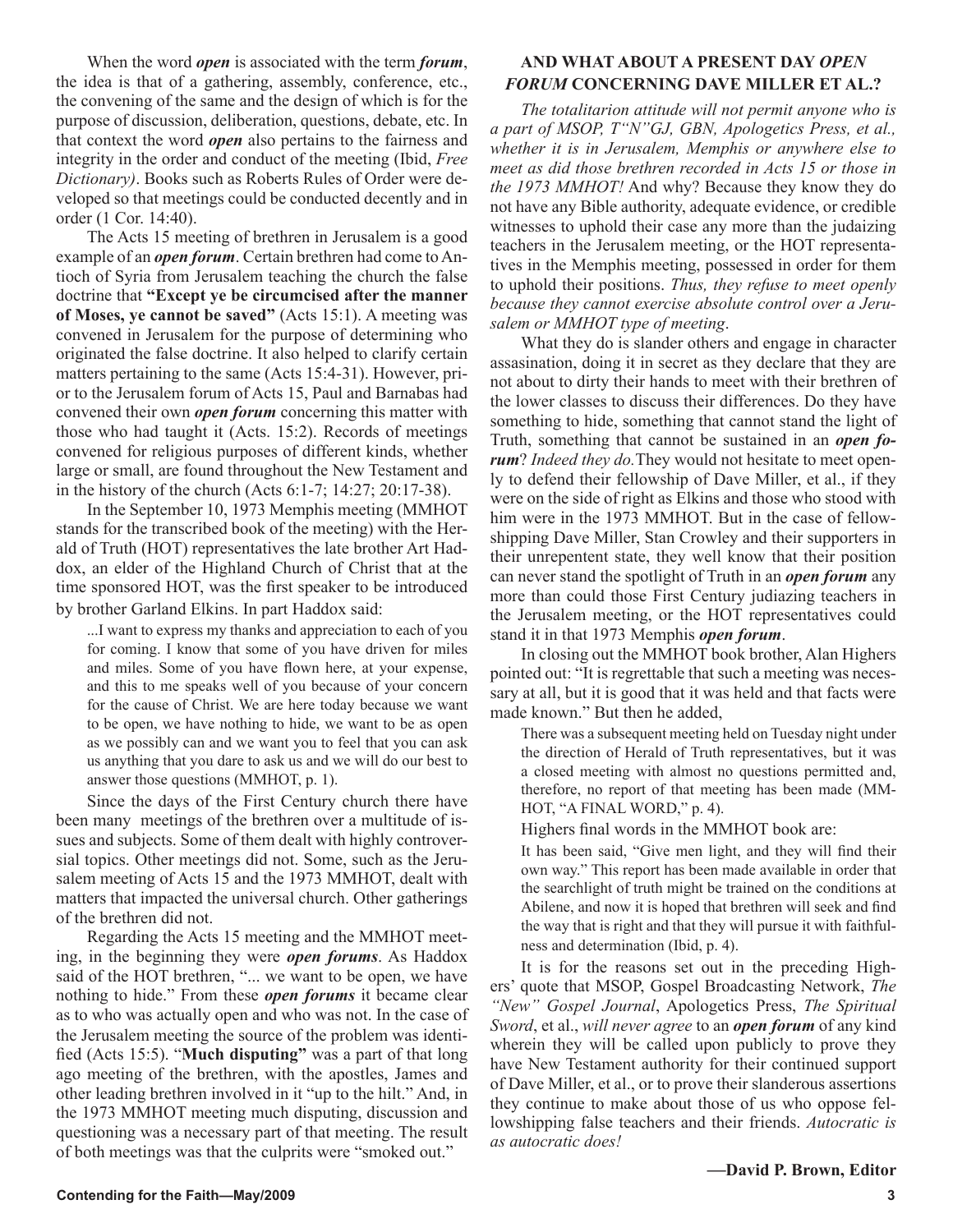When the word ***open*** is associated with the term ***forum***, the idea is that of a gathering, assembly, conference, etc., the convening of the same and the design of which is for the purpose of discussion, deliberation, questions, debate, etc. In that context the word ***open*** also pertains to the fairness and integrity in the order and conduct of the meeting (Ibid, *Free Dictionary)*. Books such as Roberts Rules of Order were developed so that meetings could be conducted decently and in order (1 Cor. 14:40).

The Acts 15 meeting of brethren in Jerusalem is a good example of an ***open forum***. Certain brethren had come to Antioch of Syria from Jerusalem teaching the church the false doctrine that **"Except ye be circumcised after the manner of Moses, ye cannot be saved"** (Acts 15:1). A meeting was convened in Jerusalem for the purpose of determining who originated the false doctrine. It also helped to clarify certain matters pertaining to the same (Acts 15:4-31). However, prior to the Jerusalem forum of Acts 15, Paul and Barnabas had convened their own ***open forum*** concerning this matter with those who had taught it (Acts. 15:2). Records of meetings convened for religious purposes of different kinds, whether large or small, are found throughout the New Testament and in the history of the church (Acts 6:1-7; 14:27; 20:17-38).

In the September 10, 1973 Memphis meeting (MMHOT stands for the transcribed book of the meeting) with the Herald of Truth (HOT) representatives the late brother Art Haddox, an elder of the Highland Church of Christ that at the time sponsored HOT, was the first speaker to be introduced by brother Garland Elkins. In part Haddox said:

> ...I want to express my thanks and appreciation to each of you for coming. I know that some of you have driven for miles and miles. Some of you have flown here, at your expense, and this to me speaks well of you because of your concern for the cause of Christ. We are here today because we want to be open, we have nothing to hide, we want to be as open as we possibly can and we want you to feel that you can ask us anything that you dare to ask us and we will do our best to answer those questions (MMHOT, p. 1).

Since the days of the First Century church there have been many meetings of the brethren over a multitude of issues and subjects. Some of them dealt with highly controversial topics. Other meetings did not. Some, such as the Jerusalem meeting of Acts 15 and the 1973 MMHOT, dealt with matters that impacted the universal church. Other gatherings of the brethren did not.

Regarding the Acts 15 meeting and the MMHOT meeting, in the beginning they were ***open forums***. As Haddox said of the HOT brethren, "... we want to be open, we have nothing to hide." From these ***open forums*** it became clear as to who was actually open and who was not. In the case of the Jerusalem meeting the source of the problem was identified (Acts 15:5). "**Much disputing"** was a part of that long ago meeting of the brethren, with the apostles, James and other leading brethren involved in it "up to the hilt." And, in the 1973 MMHOT meeting much disputing, discussion and questioning was a necessary part of that meeting. The result of both meetings was that the culprits were "smoked out."

### AND WHAT ABOUT A PRESENT DAY *OPEN FORUM* CONCERNING DAVE MILLER ET AL.?

*The totalitarian attitude will not permit anyone who is a part of MSOP, T"N"GJ, GBN, Apologetics Press, et al., whether it is in Jerusalem, Memphis or anywhere else to meet as did those brethren recorded in Acts 15 or those in the 1973 MMHOT!* And why? Because they know they do not have any Bible authority, adequate evidence, or credible witnesses to uphold their case any more than the judaizing teachers in the Jerusalem meeting, or the HOT representatives in the Memphis meeting, possessed in order for them to uphold their positions. *Thus, they refuse to meet openly because they cannot exercise absolute control over a Jerusalem or MMHOT type of meeting*.

What they do is slander others and engage in character assasination, doing it in secret as they declare that they are not about to dirty their hands to meet with their brethren of the lower classes to discuss their differences. Do they have something to hide, something that cannot stand the light of Truth, something that cannot be sustained in an ***open forum***? *Indeed they do.*They would not hesitate to meet openly to defend their fellowship of Dave Miller, et al., if they were on the side of right as Elkins and those who stood with him were in the 1973 MMHOT. But in the case of fellowshipping Dave Miller, Stan Crowley and their supporters in their unrepentent state, they well know that their position can never stand the spotlight of Truth in an ***open forum*** any more than could those First Century judiazing teachers in the Jerusalem meeting, or the HOT representatives could stand it in that 1973 Memphis ***open forum***.

In closing out the MMHOT book brother, Alan Highers pointed out: "It is regrettable that such a meeting was necessary at all, but it is good that it was held and that facts were made known." But then he added,

> There was a subsequent meeting held on Tuesday night under the direction of Herald of Truth representatives, but it was a closed meeting with almost no questions permitted and, therefore, no report of that meeting has been made (MMHOT, "A FINAL WORD," p. 4).

Highers final words in the MMHOT book are:

> It has been said, "Give men light, and they will find their own way." This report has been made available in order that the searchlight of truth might be trained on the conditions at Abilene, and now it is hoped that brethren will seek and find the way that is right and that they will pursue it with faithfulness and determination (Ibid, p. 4).

It is for the reasons set out in the preceding Highers' quote that MSOP, Gospel Broadcasting Network, *The "New" Gospel Journal*, Apologetics Press, *The Spiritual Sword*, et al., *will never agree* to an ***open forum*** of any kind wherein they will be called upon publicly to prove they have New Testament authority for their continued support of Dave Miller, et al., or to prove their slanderous assertions they continue to make about those of us who oppose fellowshipping false teachers and their friends. *Autocratic is as autocratic does!*

**—David P. Brown, Editor**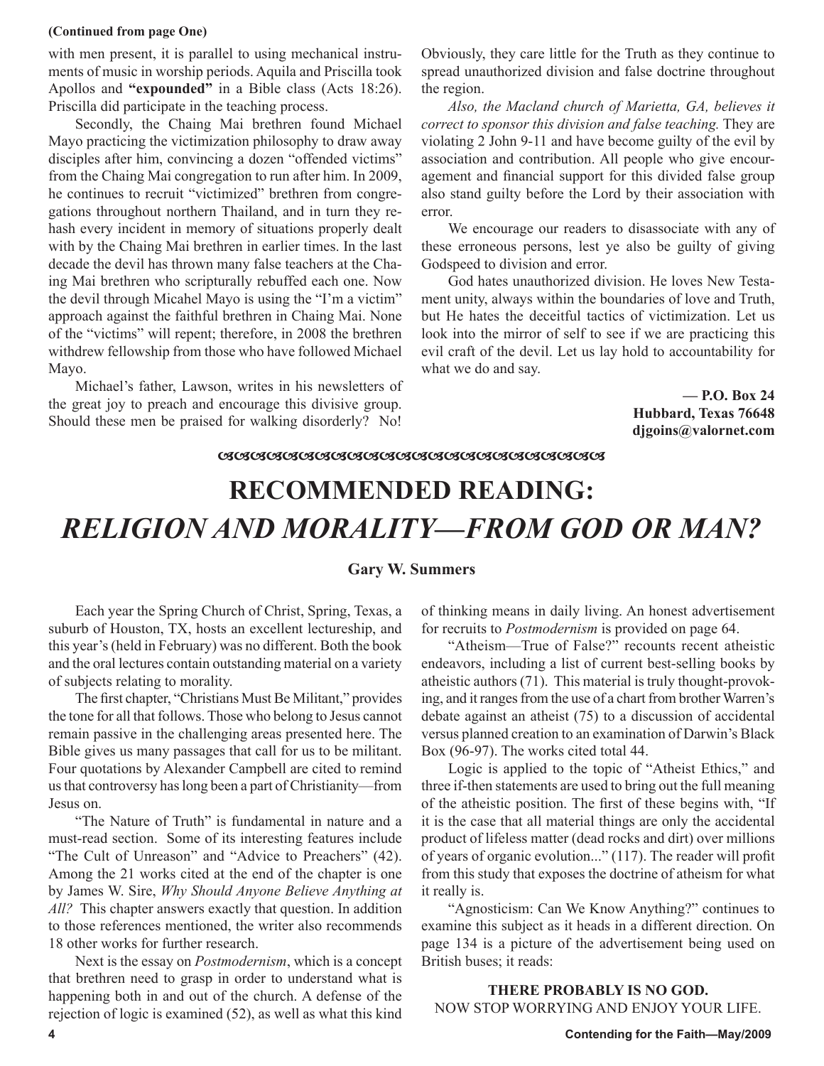**(Continued from page One)**

with men present, it is parallel to using mechanical instruments of music in worship periods. Aquila and Priscilla took Apollos and **"expounded"** in a Bible class (Acts 18:26). Priscilla did participate in the teaching process.

Secondly, the Chaing Mai brethren found Michael Mayo practicing the victimization philosophy to draw away disciples after him, convincing a dozen "offended victims" from the Chaing Mai congregation to run after him. In 2009, he continues to recruit "victimized" brethren from congregations throughout northern Thailand, and in turn they rehash every incident in memory of situations properly dealt with by the Chaing Mai brethren in earlier times. In the last decade the devil has thrown many false teachers at the Chaing Mai brethren who scripturally rebuffed each one. Now the devil through Micahel Mayo is using the "I'm a victim" approach against the faithful brethren in Chaing Mai. None of the "victims" will repent; therefore, in 2008 the brethren withdrew fellowship from those who have followed Michael Mayo.

Michael's father, Lawson, writes in his newsletters of the great joy to preach and encourage this divisive group. Should these men be praised for walking disorderly? No! Obviously, they care little for the Truth as they continue to spread unauthorized division and false doctrine throughout the region.

*Also, the Macland church of Marietta, GA, believes it correct to sponsor this division and false teaching.* They are violating 2 John 9-11 and have become guilty of the evil by association and contribution. All people who give encouragement and financial support for this divided false group also stand guilty before the Lord by their association with error.

We encourage our readers to disassociate with any of these erroneous persons, lest ye also be guilty of giving Godspeed to division and error.

God hates unauthorized division. He loves New Testament unity, always within the boundaries of love and Truth, but He hates the deceitful tactics of victimization. Let us look into the mirror of self to see if we are practicing this evil craft of the devil. Let us lay hold to accountability for what we do and say.

**— P.O. Box 24**
**Hubbard, Texas 76648**
**djgoins@valornet.com**

# RECOMMENDED READING: *RELIGION AND MORALITY—FROM GOD OR MAN?*

**Gary W. Summers**

Each year the Spring Church of Christ, Spring, Texas, a suburb of Houston, TX, hosts an excellent lectureship, and this year's (held in February) was no different. Both the book and the oral lectures contain outstanding material on a variety of subjects relating to morality.

The first chapter, "Christians Must Be Militant," provides the tone for all that follows. Those who belong to Jesus cannot remain passive in the challenging areas presented here. The Bible gives us many passages that call for us to be militant. Four quotations by Alexander Campbell are cited to remind us that controversy has long been a part of Christianity—from Jesus on.

"The Nature of Truth" is fundamental in nature and a must-read section. Some of its interesting features include "The Cult of Unreason" and "Advice to Preachers" (42). Among the 21 works cited at the end of the chapter is one by James W. Sire, *Why Should Anyone Believe Anything at All?* This chapter answers exactly that question. In addition to those references mentioned, the writer also recommends 18 other works for further research.

Next is the essay on *Postmodernism*, which is a concept that brethren need to grasp in order to understand what is happening both in and out of the church. A defense of the rejection of logic is examined (52), as well as what this kind of thinking means in daily living. An honest advertisement for recruits to *Postmodernism* is provided on page 64.

"Atheism—True of False?" recounts recent atheistic endeavors, including a list of current best-selling books by atheistic authors (71). This material is truly thought-provoking, and it ranges from the use of a chart from brother Warren's debate against an atheist (75) to a discussion of accidental versus planned creation to an examination of Darwin's Black Box (96-97). The works cited total 44.

Logic is applied to the topic of "Atheist Ethics," and three if-then statements are used to bring out the full meaning of the atheistic position. The first of these begins with, "If it is the case that all material things are only the accidental product of lifeless matter (dead rocks and dirt) over millions of years of organic evolution..." (117). The reader will profit from this study that exposes the doctrine of atheism for what it really is.

"Agnosticism: Can We Know Anything?" continues to examine this subject as it heads in a different direction. On page 134 is a picture of the advertisement being used on British buses; it reads:

**THERE PROBABLY IS NO GOD.**
NOW STOP WORRYING AND ENJOY YOUR LIFE.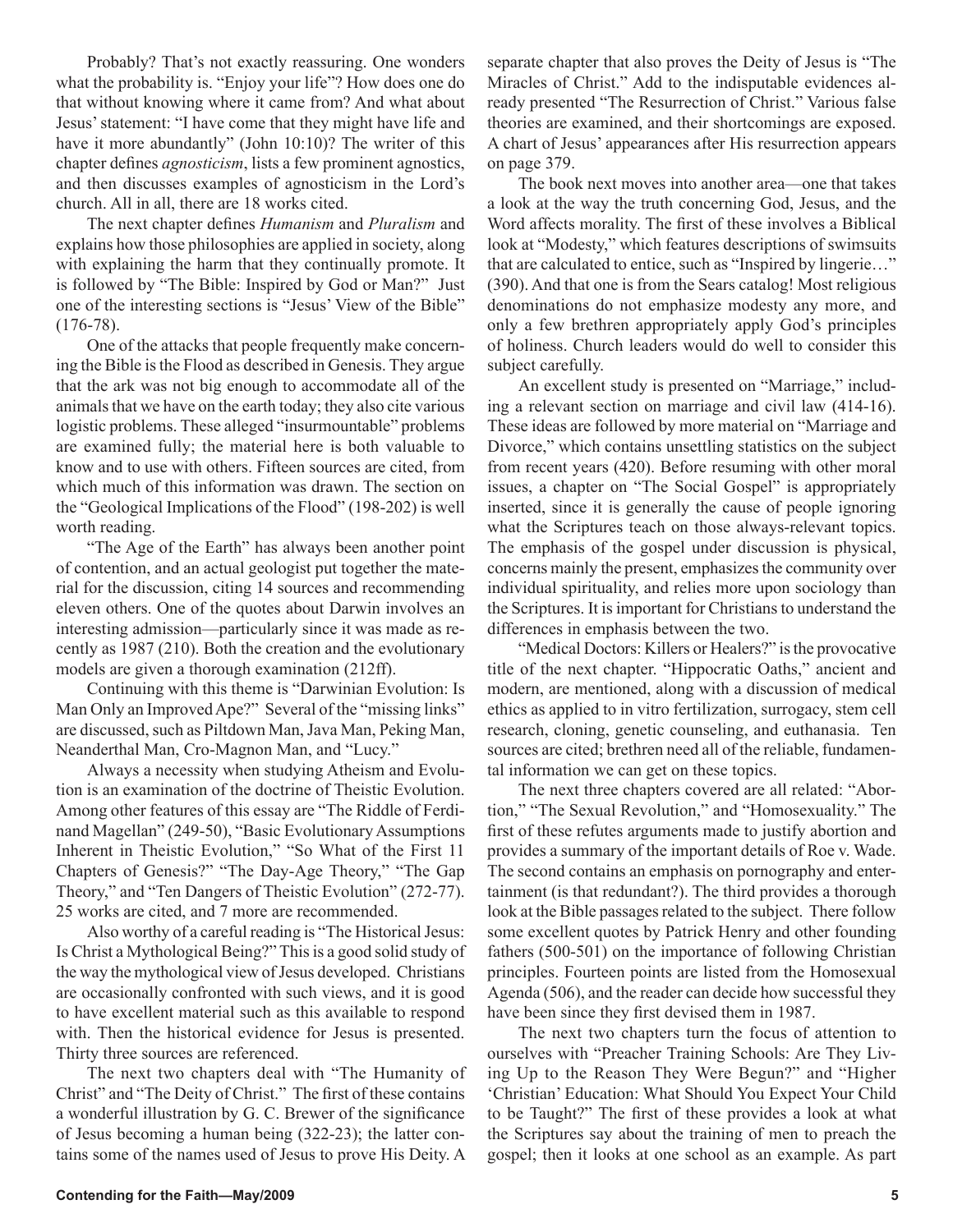Probably? That's not exactly reassuring. One wonders what the probability is. "Enjoy your life"? How does one do that without knowing where it came from? And what about Jesus' statement: "I have come that they might have life and have it more abundantly" (John 10:10)? The writer of this chapter defines *agnosticism*, lists a few prominent agnostics, and then discusses examples of agnosticism in the Lord's church. All in all, there are 18 works cited.

The next chapter defines *Humanism* and *Pluralism* and explains how those philosophies are applied in society, along with explaining the harm that they continually promote. It is followed by "The Bible: Inspired by God or Man?" Just one of the interesting sections is "Jesus' View of the Bible" (176-78).

One of the attacks that people frequently make concerning the Bible is the Flood as described in Genesis. They argue that the ark was not big enough to accommodate all of the animals that we have on the earth today; they also cite various logistic problems. These alleged "insurmountable" problems are examined fully; the material here is both valuable to know and to use with others. Fifteen sources are cited, from which much of this information was drawn. The section on the "Geological Implications of the Flood" (198-202) is well worth reading.

"The Age of the Earth" has always been another point of contention, and an actual geologist put together the material for the discussion, citing 14 sources and recommending eleven others. One of the quotes about Darwin involves an interesting admission—particularly since it was made as recently as 1987 (210). Both the creation and the evolutionary models are given a thorough examination (212ff).

Continuing with this theme is "Darwinian Evolution: Is Man Only an Improved Ape?" Several of the "missing links" are discussed, such as Piltdown Man, Java Man, Peking Man, Neanderthal Man, Cro-Magnon Man, and "Lucy."

Always a necessity when studying Atheism and Evolution is an examination of the doctrine of Theistic Evolution. Among other features of this essay are "The Riddle of Ferdinand Magellan" (249-50), "Basic Evolutionary Assumptions Inherent in Theistic Evolution," "So What of the First 11 Chapters of Genesis?" "The Day-Age Theory," "The Gap Theory," and "Ten Dangers of Theistic Evolution" (272-77). 25 works are cited, and 7 more are recommended.

Also worthy of a careful reading is "The Historical Jesus: Is Christ a Mythological Being?" This is a good solid study of the way the mythological view of Jesus developed. Christians are occasionally confronted with such views, and it is good to have excellent material such as this available to respond with. Then the historical evidence for Jesus is presented. Thirty three sources are referenced.

The next two chapters deal with "The Humanity of Christ" and "The Deity of Christ." The first of these contains a wonderful illustration by G. C. Brewer of the significance of Jesus becoming a human being (322-23); the latter contains some of the names used of Jesus to prove His Deity. A separate chapter that also proves the Deity of Jesus is "The Miracles of Christ." Add to the indisputable evidences already presented "The Resurrection of Christ." Various false theories are examined, and their shortcomings are exposed. A chart of Jesus' appearances after His resurrection appears on page 379.

The book next moves into another area—one that takes a look at the way the truth concerning God, Jesus, and the Word affects morality. The first of these involves a Biblical look at "Modesty," which features descriptions of swimsuits that are calculated to entice, such as "Inspired by lingerie…" (390). And that one is from the Sears catalog! Most religious denominations do not emphasize modesty any more, and only a few brethren appropriately apply God's principles of holiness. Church leaders would do well to consider this subject carefully.

An excellent study is presented on "Marriage," including a relevant section on marriage and civil law (414-16). These ideas are followed by more material on "Marriage and Divorce," which contains unsettling statistics on the subject from recent years (420). Before resuming with other moral issues, a chapter on "The Social Gospel" is appropriately inserted, since it is generally the cause of people ignoring what the Scriptures teach on those always-relevant topics. The emphasis of the gospel under discussion is physical, concerns mainly the present, emphasizes the community over individual spirituality, and relies more upon sociology than the Scriptures. It is important for Christians to understand the differences in emphasis between the two.

"Medical Doctors: Killers or Healers?" is the provocative title of the next chapter. "Hippocratic Oaths," ancient and modern, are mentioned, along with a discussion of medical ethics as applied to in vitro fertilization, surrogacy, stem cell research, cloning, genetic counseling, and euthanasia. Ten sources are cited; brethren need all of the reliable, fundamental information we can get on these topics.

The next three chapters covered are all related: "Abortion," "The Sexual Revolution," and "Homosexuality." The first of these refutes arguments made to justify abortion and provides a summary of the important details of Roe v. Wade. The second contains an emphasis on pornography and entertainment (is that redundant?). The third provides a thorough look at the Bible passages related to the subject. There follow some excellent quotes by Patrick Henry and other founding fathers (500-501) on the importance of following Christian principles. Fourteen points are listed from the Homosexual Agenda (506), and the reader can decide how successful they have been since they first devised them in 1987.

The next two chapters turn the focus of attention to ourselves with "Preacher Training Schools: Are They Living Up to the Reason They Were Begun?" and "Higher 'Christian' Education: What Should You Expect Your Child to be Taught?" The first of these provides a look at what the Scriptures say about the training of men to preach the gospel; then it looks at one school as an example. As part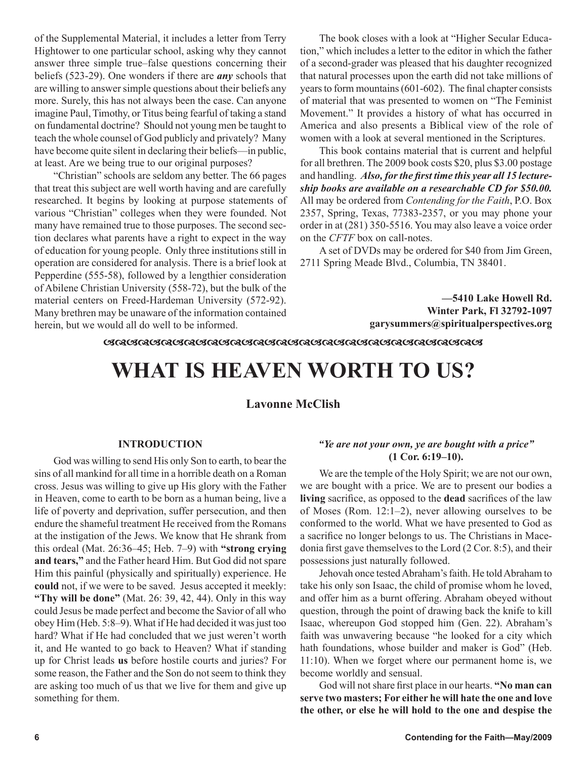of the Supplemental Material, it includes a letter from Terry Hightower to one particular school, asking why they cannot answer three simple true–false questions concerning their beliefs (523-29). One wonders if there are ***any*** schools that are willing to answer simple questions about their beliefs any more. Surely, this has not always been the case. Can anyone imagine Paul, Timothy, or Titus being fearful of taking a stand on fundamental doctrine? Should not young men be taught to teach the whole counsel of God publicly and privately? Many have become quite silent in declaring their beliefs—in public, at least. Are we being true to our original purposes?

"Christian" schools are seldom any better. The 66 pages that treat this subject are well worth having and are carefully researched. It begins by looking at purpose statements of various "Christian" colleges when they were founded. Not many have remained true to those purposes. The second section declares what parents have a right to expect in the way of education for young people. Only three institutions still in operation are considered for analysis. There is a brief look at Pepperdine (555-58), followed by a lengthier consideration of Abilene Christian University (558-72), but the bulk of the material centers on Freed-Hardeman University (572-92). Many brethren may be unaware of the information contained herein, but we would all do well to be informed.

The book closes with a look at "Higher Secular Education," which includes a letter to the editor in which the father of a second-grader was pleased that his daughter recognized that natural processes upon the earth did not take millions of years to form mountains (601-602). The final chapter consists of material that was presented to women on "The Feminist Movement." It provides a history of what has occurred in America and also presents a Biblical view of the role of women with a look at several mentioned in the Scriptures.

This book contains material that is current and helpful for all brethren. The 2009 book costs $20, plus $3.00 postage and handling. ***Also, for the first time this year all 15 lectureship books are available on a researchable CD for $50.00.*** All may be ordered from *Contending for the Faith*, P.O. Box 2357, Spring, Texas, 77383-2357, or you may phone your order in at (281) 350-5516. You may also leave a voice order on the *CFTF* box on call-notes.

A set of DVDs may be ordered for $40 from Jim Green, 2711 Spring Meade Blvd., Columbia, TN 38401.

**—5410 Lake Howell Rd.**
**Winter Park, Fl 32792-1097**
**garysummers@spiritualperspectives.org**

# WHAT IS HEAVEN WORTH TO US?

**Lavonne McClish**

**INTRODUCTION**

God was willing to send His only Son to earth, to bear the sins of all mankind for all time in a horrible death on a Roman cross. Jesus was willing to give up His glory with the Father in Heaven, come to earth to be born as a human being, live a life of poverty and deprivation, suffer persecution, and then endure the shameful treatment He received from the Romans at the instigation of the Jews. We know that He shrank from this ordeal (Mat. 26:36–45; Heb. 7–9) with **"strong crying and tears,"** and the Father heard Him. But God did not spare Him this painful (physically and spiritually) experience. He **could** not, if we were to be saved. Jesus accepted it meekly: **"Thy will be done"** (Mat. 26: 39, 42, 44). Only in this way could Jesus be made perfect and become the Savior of all who obey Him (Heb. 5:8–9). What if He had decided it was just too hard? What if He had concluded that we just weren't worth it, and He wanted to go back to Heaven? What if standing up for Christ leads **us** before hostile courts and juries? For some reason, the Father and the Son do not seem to think they are asking too much of us that we live for them and give up something for them.

***"Ye are not your own, ye are bought with a price"* (1 Cor. 6:19–10).**

We are the temple of the Holy Spirit; we are not our own, we are bought with a price. We are to present our bodies a **living** sacrifice, as opposed to the **dead** sacrifices of the law of Moses (Rom. 12:1–2), never allowing ourselves to be conformed to the world. What we have presented to God as a sacrifice no longer belongs to us. The Christians in Macedonia first gave themselves to the Lord (2 Cor. 8:5), and their possessions just naturally followed.

Jehovah once tested Abraham's faith. He told Abraham to take his only son Isaac, the child of promise whom he loved, and offer him as a burnt offering. Abraham obeyed without question, through the point of drawing back the knife to kill Isaac, whereupon God stopped him (Gen. 22). Abraham's faith was unwavering because "he looked for a city which hath foundations, whose builder and maker is God" (Heb. 11:10). When we forget where our permanent home is, we become worldly and sensual.

God will not share first place in our hearts. **"No man can serve two masters; For either he will hate the one and love the other, or else he will hold to the one and despise the**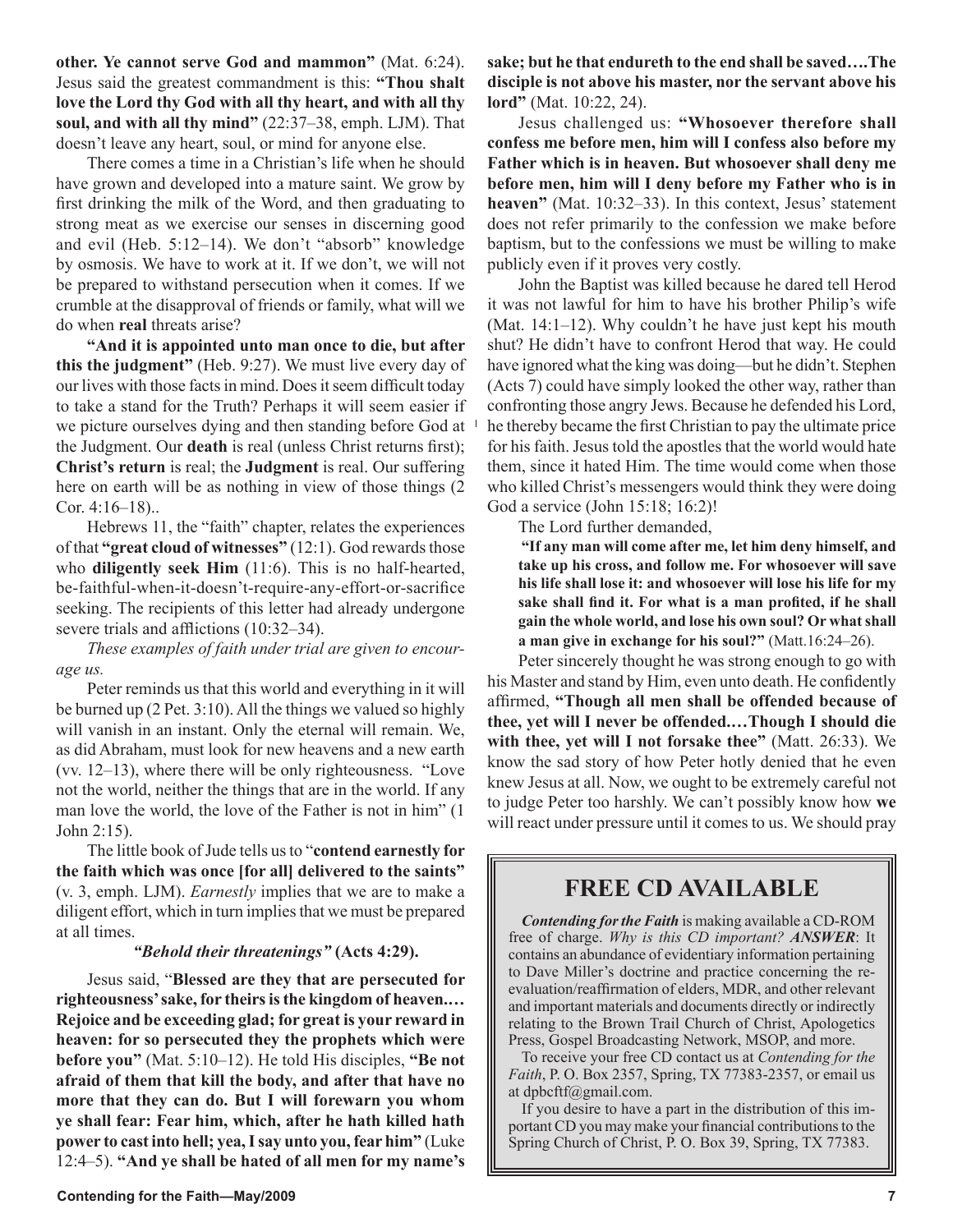**other. Ye cannot serve God and mammon"** (Mat. 6:24). Jesus said the greatest commandment is this: **"Thou shalt love the Lord thy God with all thy heart, and with all thy soul, and with all thy mind"** (22:37–38, emph. LJM). That doesn't leave any heart, soul, or mind for anyone else.

There comes a time in a Christian's life when he should have grown and developed into a mature saint. We grow by first drinking the milk of the Word, and then graduating to strong meat as we exercise our senses in discerning good and evil (Heb. 5:12–14). We don't "absorb" knowledge by osmosis. We have to work at it. If we don't, we will not be prepared to withstand persecution when it comes. If we crumble at the disapproval of friends or family, what will we do when **real** threats arise?

**"And it is appointed unto man once to die, but after this the judgment"** (Heb. 9:27). We must live every day of our lives with those facts in mind. Does it seem difficult today to take a stand for the Truth? Perhaps it will seem easier if we picture ourselves dying and then standing before God at the Judgment. Our **death** is real (unless Christ returns first); **Christ's return** is real; the **Judgment** is real. Our suffering here on earth will be as nothing in view of those things (2 Cor. 4:16–18)..

Hebrews 11, the "faith" chapter, relates the experiences of that **"great cloud of witnesses"** (12:1). God rewards those who **diligently seek Him** (11:6). This is no half-hearted, be-faithful-when-it-doesn't-require-any-effort-or-sacrifice seeking. The recipients of this letter had already undergone severe trials and afflictions (10:32–34).

*These examples of faith under trial are given to encourage us.*

Peter reminds us that this world and everything in it will be burned up (2 Pet. 3:10). All the things we valued so highly will vanish in an instant. Only the eternal will remain. We, as did Abraham, must look for new heavens and a new earth (vv. 12–13), where there will be only righteousness. "Love not the world, neither the things that are in the world. If any man love the world, the love of the Father is not in him" (1 John 2:15).

The little book of Jude tells us to "**contend earnestly for the faith which was once [for all] delivered to the saints"** (v. 3, emph. LJM). *Earnestly* implies that we are to make a diligent effort, which in turn implies that we must be prepared at all times.

### *"Behold their threatenings"* (Acts 4:29).

Jesus said, "**Blessed are they that are persecuted for righteousness' sake, for theirs is the kingdom of heaven.… Rejoice and be exceeding glad; for great is your reward in heaven: for so persecuted they the prophets which were before you"** (Mat. 5:10–12). He told His disciples, **"Be not afraid of them that kill the body, and after that have no more that they can do. But I will forewarn you whom ye shall fear: Fear him, which, after he hath killed hath power to cast into hell; yea, I say unto you, fear him"** (Luke 12:4–5). **"And ye shall be hated of all men for my name's sake; but he that endureth to the end shall be saved….The disciple is not above his master, nor the servant above his lord"** (Mat. 10:22, 24).

Jesus challenged us: **"Whosoever therefore shall confess me before men, him will I confess also before my Father which is in heaven. But whosoever shall deny me before men, him will I deny before my Father who is in heaven"** (Mat. 10:32–33). In this context, Jesus' statement does not refer primarily to the confession we make before baptism, but to the confessions we must be willing to make publicly even if it proves very costly.

John the Baptist was killed because he dared tell Herod it was not lawful for him to have his brother Philip's wife (Mat. 14:1–12). Why couldn't he have just kept his mouth shut? He didn't have to confront Herod that way. He could have ignored what the king was doing—but he didn't. Stephen (Acts 7) could have simply looked the other way, rather than confronting those angry Jews. Because he defended his Lord, he thereby became the first Christian to pay the ultimate price for his faith. Jesus told the apostles that the world would hate them, since it hated Him. The time would come when those who killed Christ's messengers would think they were doing God a service (John 15:18; 16:2)!

The Lord further demanded,

> **"If any man will come after me, let him deny himself, and take up his cross, and follow me. For whosoever will save his life shall lose it: and whosoever will lose his life for my sake shall find it. For what is a man profited, if he shall gain the whole world, and lose his own soul? Or what shall a man give in exchange for his soul?"** (Matt.16:24–26).

Peter sincerely thought he was strong enough to go with his Master and stand by Him, even unto death. He confidently affirmed, **"Though all men shall be offended because of thee, yet will I never be offended.…Though I should die with thee, yet will I not forsake thee"** (Matt. 26:33). We know the sad story of how Peter hotly denied that he even knew Jesus at all. Now, we ought to be extremely careful not to judge Peter too harshly. We can't possibly know how **we** will react under pressure until it comes to us. We should pray

## FREE CD AVAILABLE

***Contending for the Faith*** is making available a CD-ROM free of charge. *Why is this CD important? **ANSWER***: It contains an abundance of evidentiary information pertaining to Dave Miller's doctrine and practice concerning the re-evaluation/reaffirmation of elders, MDR, and other relevant and important materials and documents directly or indirectly relating to the Brown Trail Church of Christ, Apologetics Press, Gospel Broadcasting Network, MSOP, and more.

To receive your free CD contact us at *Contending for the Faith*, P. O. Box 2357, Spring, TX 77383-2357, or email us at dpbcftf@gmail.com.

If you desire to have a part in the distribution of this important CD you may make your financial contributions to the Spring Church of Christ, P. O. Box 39, Spring, TX 77383.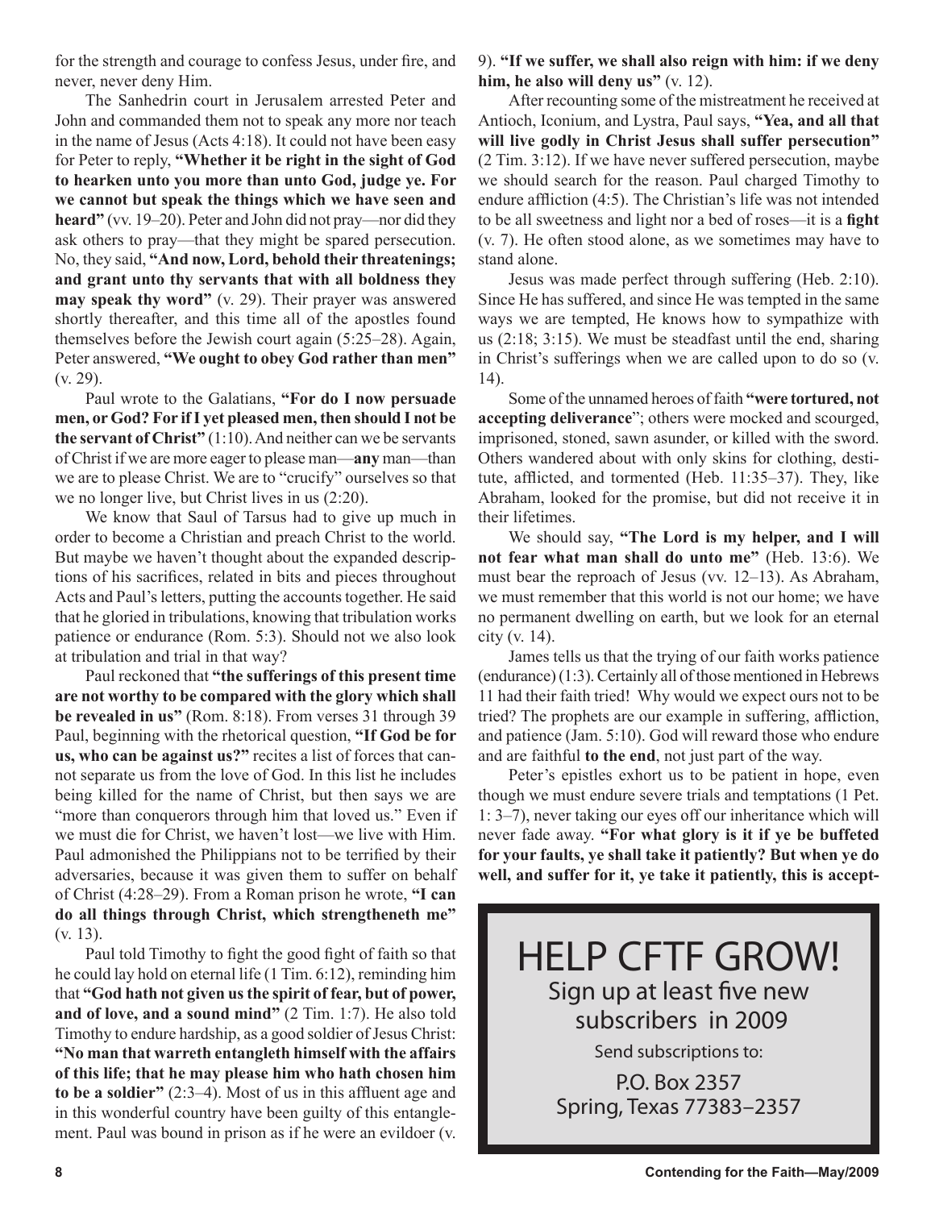for the strength and courage to confess Jesus, under fire, and never, never deny Him.

The Sanhedrin court in Jerusalem arrested Peter and John and commanded them not to speak any more nor teach in the name of Jesus (Acts 4:18). It could not have been easy for Peter to reply, **"Whether it be right in the sight of God to hearken unto you more than unto God, judge ye. For we cannot but speak the things which we have seen and heard"** (vv. 19–20). Peter and John did not pray—nor did they ask others to pray—that they might be spared persecution. No, they said, **"And now, Lord, behold their threatenings; and grant unto thy servants that with all boldness they may speak thy word"** (v. 29). Their prayer was answered shortly thereafter, and this time all of the apostles found themselves before the Jewish court again (5:25–28). Again, Peter answered, **"We ought to obey God rather than men"** (v. 29).

Paul wrote to the Galatians, **"For do I now persuade men, or God? For if I yet pleased men, then should I not be the servant of Christ"** (1:10). And neither can we be servants of Christ if we are more eager to please man—**any** man—than we are to please Christ. We are to "crucify" ourselves so that we no longer live, but Christ lives in us (2:20).

We know that Saul of Tarsus had to give up much in order to become a Christian and preach Christ to the world. But maybe we haven't thought about the expanded descriptions of his sacrifices, related in bits and pieces throughout Acts and Paul's letters, putting the accounts together. He said that he gloried in tribulations, knowing that tribulation works patience or endurance (Rom. 5:3). Should not we also look at tribulation and trial in that way?

Paul reckoned that **"the sufferings of this present time are not worthy to be compared with the glory which shall be revealed in us"** (Rom. 8:18). From verses 31 through 39 Paul, beginning with the rhetorical question, **"If God be for us, who can be against us?"** recites a list of forces that cannot separate us from the love of God. In this list he includes being killed for the name of Christ, but then says we are "more than conquerors through him that loved us." Even if we must die for Christ, we haven't lost—we live with Him. Paul admonished the Philippians not to be terrified by their adversaries, because it was given them to suffer on behalf of Christ (4:28–29). From a Roman prison he wrote, **"I can do all things through Christ, which strengtheneth me"** (v. 13).

Paul told Timothy to fight the good fight of faith so that he could lay hold on eternal life (1 Tim. 6:12), reminding him that **"God hath not given us the spirit of fear, but of power, and of love, and a sound mind"** (2 Tim. 1:7). He also told Timothy to endure hardship, as a good soldier of Jesus Christ: **"No man that warreth entangleth himself with the affairs of this life; that he may please him who hath chosen him to be a soldier"** (2:3–4). Most of us in this affluent age and in this wonderful country have been guilty of this entanglement. Paul was bound in prison as if he were an evildoer (v. 9). **"If we suffer, we shall also reign with him: if we deny him, he also will deny us"** (v. 12).

After recounting some of the mistreatment he received at Antioch, Iconium, and Lystra, Paul says, **"Yea, and all that will live godly in Christ Jesus shall suffer persecution"** (2 Tim. 3:12). If we have never suffered persecution, maybe we should search for the reason. Paul charged Timothy to endure affliction (4:5). The Christian's life was not intended to be all sweetness and light nor a bed of roses—it is a **fight** (v. 7). He often stood alone, as we sometimes may have to stand alone.

Jesus was made perfect through suffering (Heb. 2:10). Since He has suffered, and since He was tempted in the same ways we are tempted, He knows how to sympathize with us (2:18; 3:15). We must be steadfast until the end, sharing in Christ's sufferings when we are called upon to do so (v. 14).

Some of the unnamed heroes of faith **"were tortured, not accepting deliverance"**; others were mocked and scourged, imprisoned, stoned, sawn asunder, or killed with the sword. Others wandered about with only skins for clothing, destitute, afflicted, and tormented (Heb. 11:35–37). They, like Abraham, looked for the promise, but did not receive it in their lifetimes.

We should say, **"The Lord is my helper, and I will not fear what man shall do unto me"** (Heb. 13:6). We must bear the reproach of Jesus (vv. 12–13). As Abraham, we must remember that this world is not our home; we have no permanent dwelling on earth, but we look for an eternal city (v. 14).

James tells us that the trying of our faith works patience (endurance) (1:3). Certainly all of those mentioned in Hebrews 11 had their faith tried! Why would we expect ours not to be tried? The prophets are our example in suffering, affliction, and patience (Jam. 5:10). God will reward those who endure and are faithful **to the end**, not just part of the way.

Peter's epistles exhort us to be patient in hope, even though we must endure severe trials and temptations (1 Pet. 1: 3–7), never taking our eyes off our inheritance which will never fade away. **"For what glory is it if ye be buffeted for your faults, ye shall take it patiently? But when ye do well, and suffer for it, ye take it patiently, this is accept-**

# HELP CFTF GROW!

Sign up at least five new subscribers in 2009

Send subscriptions to:

P.O. Box 2357
Spring, Texas 77383–2357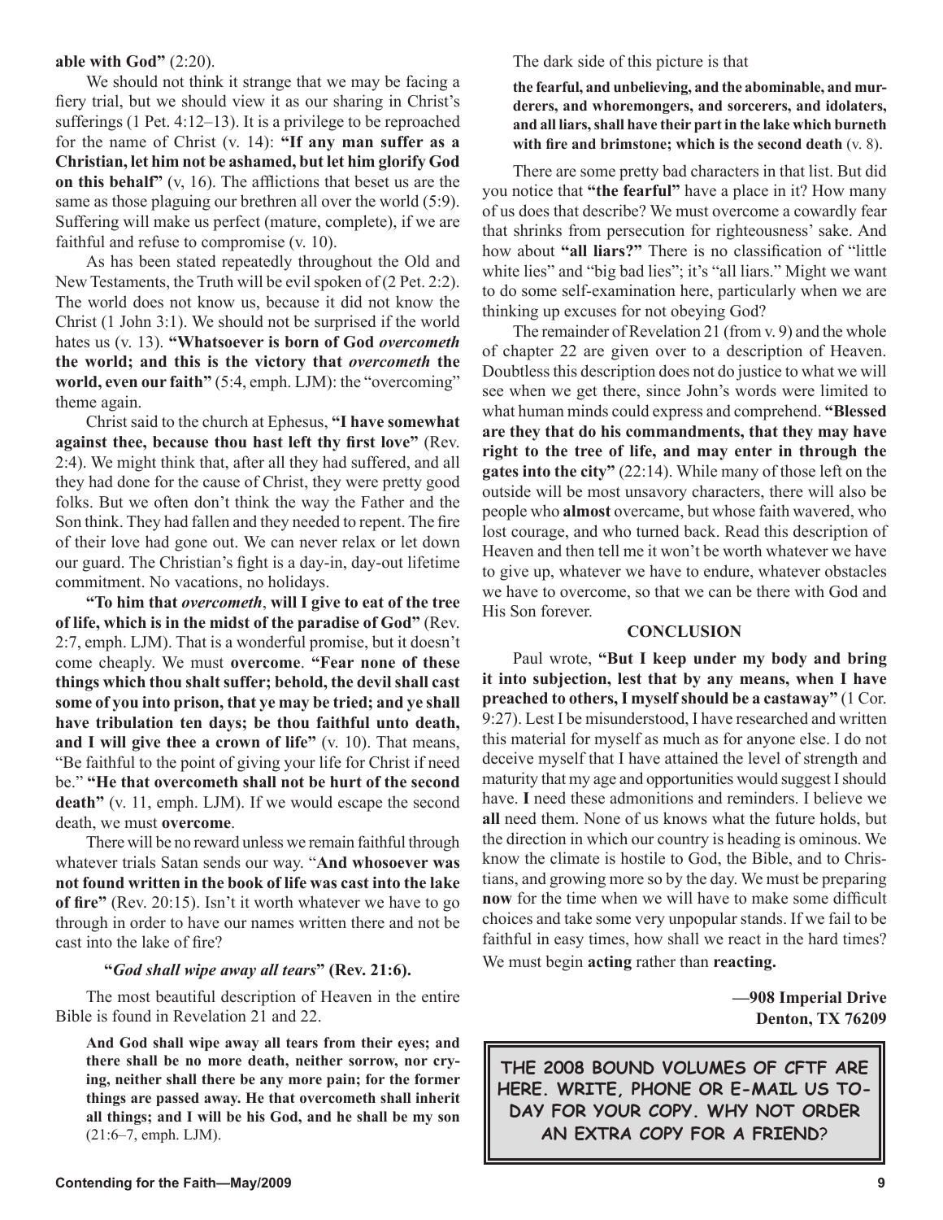**able with God"** (2:20).

We should not think it strange that we may be facing a fiery trial, but we should view it as our sharing in Christ's sufferings (1 Pet. 4:12–13). It is a privilege to be reproached for the name of Christ (v. 14): **"If any man suffer as a Christian, let him not be ashamed, but let him glorify God on this behalf"** (v, 16). The afflictions that beset us are the same as those plaguing our brethren all over the world (5:9). Suffering will make us perfect (mature, complete), if we are faithful and refuse to compromise (v. 10).

As has been stated repeatedly throughout the Old and New Testaments, the Truth will be evil spoken of (2 Pet. 2:2). The world does not know us, because it did not know the Christ (1 John 3:1). We should not be surprised if the world hates us (v. 13). **"Whatsoever is born of God** ***overcometh*** **the world; and this is the victory that** ***overcometh*** **the world, even our faith"** (5:4, emph. LJM): the "overcoming" theme again.

Christ said to the church at Ephesus, **"I have somewhat against thee, because thou hast left thy first love"** (Rev. 2:4). We might think that, after all they had suffered, and all they had done for the cause of Christ, they were pretty good folks. But we often don't think the way the Father and the Son think. They had fallen and they needed to repent. The fire of their love had gone out. We can never relax or let down our guard. The Christian's fight is a day-in, day-out lifetime commitment. No vacations, no holidays.

**"To him that** ***overcometh*****, will I give to eat of the tree of life, which is in the midst of the paradise of God"** (Rev. 2:7, emph. LJM). That is a wonderful promise, but it doesn't come cheaply. We must **overcome**. **"Fear none of these things which thou shalt suffer; behold, the devil shall cast some of you into prison, that ye may be tried; and ye shall have tribulation ten days; be thou faithful unto death, and I will give thee a crown of life"** (v. 10). That means, "Be faithful to the point of giving your life for Christ if need be." **"He that overcometh shall not be hurt of the second death"** (v. 11, emph. LJM). If we would escape the second death, we must **overcome**.

There will be no reward unless we remain faithful through whatever trials Satan sends our way. "**And whosoever was not found written in the book of life was cast into the lake of fire"** (Rev. 20:15). Isn't it worth whatever we have to go through in order to have our names written there and not be cast into the lake of fire?

### **"*God shall wipe away all tears*" (Rev. 21:6).**

The most beautiful description of Heaven in the entire Bible is found in Revelation 21 and 22.

> **And God shall wipe away all tears from their eyes; and there shall be no more death, neither sorrow, nor crying, neither shall there be any more pain; for the former things are passed away. He that overcometh shall inherit all things; and I will be his God, and he shall be my son** (21:6–7, emph. LJM).

The dark side of this picture is that

> **the fearful, and unbelieving, and the abominable, and murderers, and whoremongers, and sorcerers, and idolaters, and all liars, shall have their part in the lake which burneth with fire and brimstone; which is the second death** (v. 8).

There are some pretty bad characters in that list. But did you notice that **"the fearful"** have a place in it? How many of us does that describe? We must overcome a cowardly fear that shrinks from persecution for righteousness' sake. And how about **"all liars?"** There is no classification of "little white lies" and "big bad lies"; it's "all liars." Might we want to do some self-examination here, particularly when we are thinking up excuses for not obeying God?

The remainder of Revelation 21 (from v. 9) and the whole of chapter 22 are given over to a description of Heaven. Doubtless this description does not do justice to what we will see when we get there, since John's words were limited to what human minds could express and comprehend. **"Blessed are they that do his commandments, that they may have right to the tree of life, and may enter in through the gates into the city"** (22:14). While many of those left on the outside will be most unsavory characters, there will also be people who **almost** overcame, but whose faith wavered, who lost courage, and who turned back. Read this description of Heaven and then tell me it won't be worth whatever we have to give up, whatever we have to endure, whatever obstacles we have to overcome, so that we can be there with God and His Son forever.

## CONCLUSION

Paul wrote, **"But I keep under my body and bring it into subjection, lest that by any means, when I have preached to others, I myself should be a castaway"** (1 Cor. 9:27). Lest I be misunderstood, I have researched and written this material for myself as much as for anyone else. I do not deceive myself that I have attained the level of strength and maturity that my age and opportunities would suggest I should have. **I** need these admonitions and reminders. I believe we **all** need them. None of us knows what the future holds, but the direction in which our country is heading is ominous. We know the climate is hostile to God, the Bible, and to Christians, and growing more so by the day. We must be preparing **now** for the time when we will have to make some difficult choices and take some very unpopular stands. If we fail to be faithful in easy times, how shall we react in the hard times? We must begin **acting** rather than **reacting.**

**—908 Imperial Drive**
**Denton, TX 76209**

**THE 2008 BOUND VOLUMES OF CFTF ARE HERE. WRITE, PHONE OR E-MAIL US TODAY FOR YOUR COPY. WHY NOT ORDER AN EXTRA COPY FOR A FRIEND?**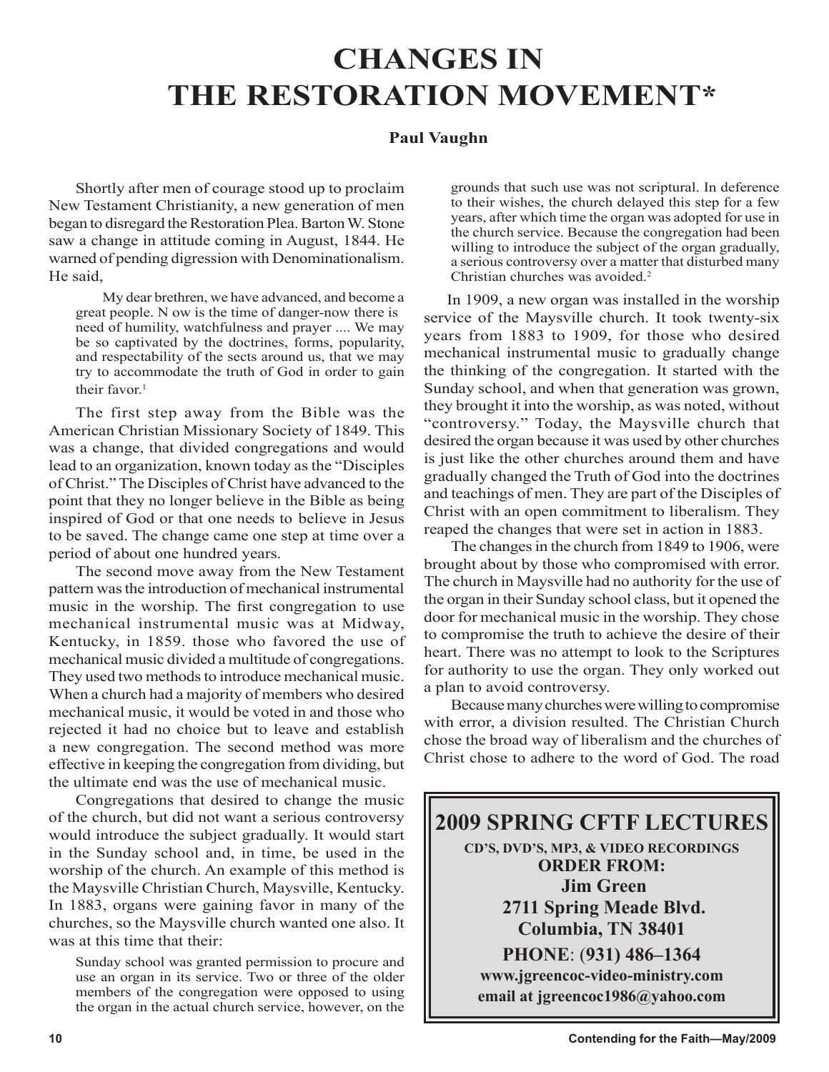# CHANGES IN THE RESTORATION MOVEMENT*

**Paul Vaughn**

Shortly after men of courage stood up to proclaim New Testament Christianity, a new generation of men began to disregard the Restoration Plea. Barton W. Stone saw a change in attitude coming in August, 1844. He warned of pending digression with Denominationalism. He said,

> My dear brethren, we have advanced, and become a great people. N ow is the time of danger-now there is need of humility, watchfulness and prayer .... We may be so captivated by the doctrines, forms, popularity, and respectability of the sects around us, that we may try to accommodate the truth of God in order to gain their favor.[1]

The first step away from the Bible was the American Christian Missionary Society of 1849. This was a change, that divided congregations and would lead to an organization, known today as the "Disciples of Christ." The Disciples of Christ have advanced to the point that they no longer believe in the Bible as being inspired of God or that one needs to believe in Jesus to be saved. The change came one step at time over a period of about one hundred years.

The second move away from the New Testament pattern was the introduction of mechanical instrumental music in the worship. The first congregation to use mechanical instrumental music was at Midway, Kentucky, in 1859. those who favored the use of mechanical music divided a multitude of congregations. They used two methods to introduce mechanical music. When a church had a majority of members who desired mechanical music, it would be voted in and those who rejected it had no choice but to leave and establish a new congregation. The second method was more effective in keeping the congregation from dividing, but the ultimate end was the use of mechanical music.

Congregations that desired to change the music of the church, but did not want a serious controversy would introduce the subject gradually. It would start in the Sunday school and, in time, be used in the worship of the church. An example of this method is the Maysville Christian Church, Maysville, Kentucky. In 1883, organs were gaining favor in many of the churches, so the Maysville church wanted one also. It was at this time that their:

> Sunday school was granted permission to procure and use an organ in its service. Two or three of the older members of the congregation were opposed to using the organ in the actual church service, however, on the grounds that such use was not scriptural. In deference to their wishes, the church delayed this step for a few years, after which time the organ was adopted for use in the church service. Because the congregation had been willing to introduce the subject of the organ gradually, a serious controversy over a matter that disturbed many Christian churches was avoided.[2]

In 1909, a new organ was installed in the worship service of the Maysville church. It took twenty-six years from 1883 to 1909, for those who desired mechanical instrumental music to gradually change the thinking of the congregation. It started with the Sunday school, and when that generation was grown, they brought it into the worship, as was noted, without "controversy." Today, the Maysville church that desired the organ because it was used by other churches is just like the other churches around them and have gradually changed the Truth of God into the doctrines and teachings of men. They are part of the Disciples of Christ with an open commitment to liberalism. They reaped the changes that were set in action in 1883.

The changes in the church from 1849 to 1906, were brought about by those who compromised with error. The church in Maysville had no authority for the use of the organ in their Sunday school class, but it opened the door for mechanical music in the worship. They chose to compromise the truth to achieve the desire of their heart. There was no attempt to look to the Scriptures for authority to use the organ. They only worked out a plan to avoid controversy.

Because many churches were willing to compromise with error, a division resulted. The Christian Church chose the broad way of liberalism and the churches of Christ chose to adhere to the word of God. The road

---

**2009 SPRING CFTF LECTURES**

**CD'S, DVD'S, MP3, & VIDEO RECORDINGS**

**ORDER FROM:**

**Jim Green**

**2711 Spring Meade Blvd.**

**Columbia, TN 38401**

**PHONE: (931) 486–1364**

**www.jgreencoc-video-ministry.com**

**email at jgreencoc1986@yahoo.com**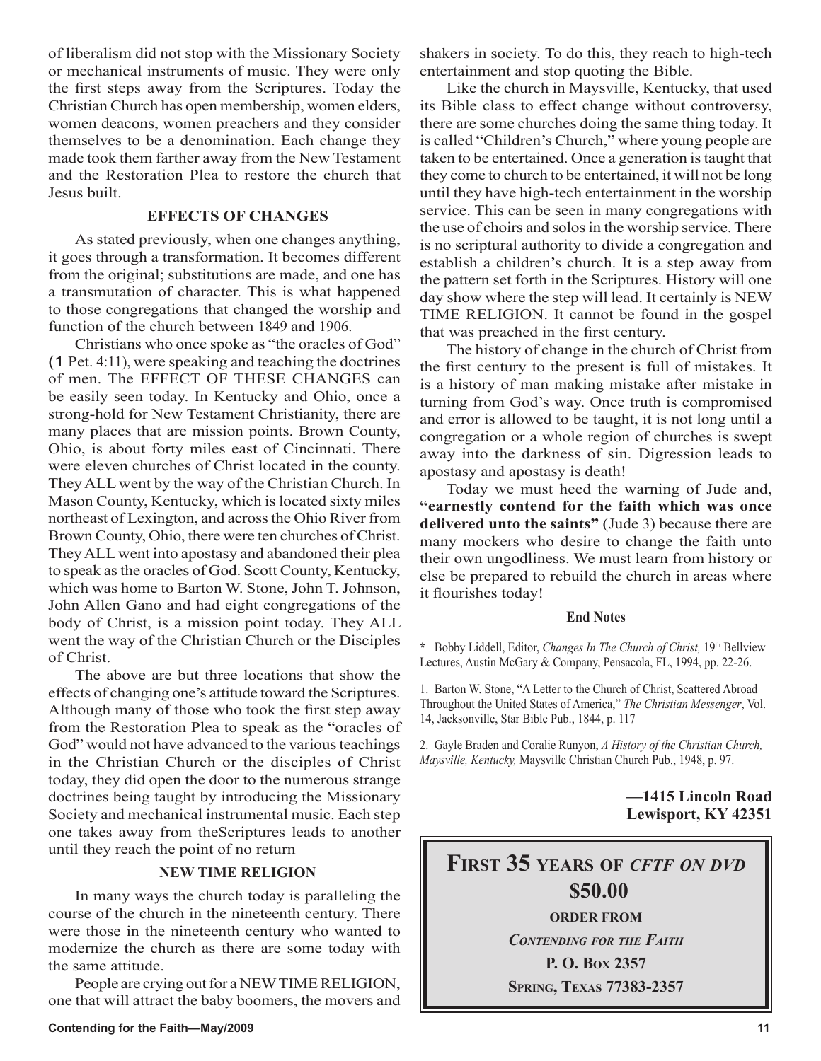of liberalism did not stop with the Missionary Society or mechanical instruments of music. They were only the first steps away from the Scriptures. Today the Christian Church has open membership, women elders, women deacons, women preachers and they consider themselves to be a denomination. Each change they made took them farther away from the New Testament and the Restoration Plea to restore the church that Jesus built.

### EFFECTS OF CHANGES

As stated previously, when one changes anything, it goes through a transformation. It becomes different from the original; substitutions are made, and one has a transmutation of character. This is what happened to those congregations that changed the worship and function of the church between 1849 and 1906.

Christians who once spoke as "the oracles of God" (1 Pet. 4:11), were speaking and teaching the doctrines of men. The EFFECT OF THESE CHANGES can be easily seen today. In Kentucky and Ohio, once a strong-hold for New Testament Christianity, there are many places that are mission points. Brown County, Ohio, is about forty miles east of Cincinnati. There were eleven churches of Christ located in the county. They ALL went by the way of the Christian Church. In Mason County, Kentucky, which is located sixty miles northeast of Lexington, and across the Ohio River from Brown County, Ohio, there were ten churches of Christ. They ALL went into apostasy and abandoned their plea to speak as the oracles of God. Scott County, Kentucky, which was home to Barton W. Stone, John T. Johnson, John Allen Gano and had eight congregations of the body of Christ, is a mission point today. They ALL went the way of the Christian Church or the Disciples of Christ.

The above are but three locations that show the effects of changing one's attitude toward the Scriptures. Although many of those who took the first step away from the Restoration Plea to speak as the "oracles of God" would not have advanced to the various teachings in the Christian Church or the disciples of Christ today, they did open the door to the numerous strange doctrines being taught by introducing the Missionary Society and mechanical instrumental music. Each step one takes away from theScriptures leads to another until they reach the point of no return

### NEW TIME RELIGION

In many ways the church today is paralleling the course of the church in the nineteenth century. There were those in the nineteenth century who wanted to modernize the church as there are some today with the same attitude.

People are crying out for a NEW TIME RELIGION, one that will attract the baby boomers, the movers and shakers in society. To do this, they reach to high-tech entertainment and stop quoting the Bible.

Like the church in Maysville, Kentucky, that used its Bible class to effect change without controversy, there are some churches doing the same thing today. It is called "Children's Church," where young people are taken to be entertained. Once a generation is taught that they come to church to be entertained, it will not be long until they have high-tech entertainment in the worship service. This can be seen in many congregations with the use of choirs and solos in the worship service. There is no scriptural authority to divide a congregation and establish a children's church. It is a step away from the pattern set forth in the Scriptures. History will one day show where the step will lead. It certainly is NEW TIME RELIGION. It cannot be found in the gospel that was preached in the first century.

The history of change in the church of Christ from the first century to the present is full of mistakes. It is a history of man making mistake after mistake in turning from God's way. Once truth is compromised and error is allowed to be taught, it is not long until a congregation or a whole region of churches is swept away into the darkness of sin. Digression leads to apostasy and apostasy is death!

Today we must heed the warning of Jude and, **"earnestly contend for the faith which was once delivered unto the saints"** (Jude 3) because there are many mockers who desire to change the faith unto their own ungodliness. We must learn from history or else be prepared to rebuild the church in areas where it flourishes today!

#### End Notes

\* Bobby Liddell, Editor, *Changes In The Church of Christ,* 19th Bellview Lectures, Austin McGary & Company, Pensacola, FL, 1994, pp. 22-26.

1. Barton W. Stone, "A Letter to the Church of Christ, Scattered Abroad Throughout the United States of America," *The Christian Messenger*, Vol. 14, Jacksonville, Star Bible Pub., 1844, p. 117

2. Gayle Braden and Coralie Runyon, *A History of the Christian Church, Maysville, Kentucky,* Maysville Christian Church Pub., 1948, p. 97.

**—1415 Lincoln Road**
**Lewisport, KY 42351**

---

**FIRST 35 YEARS OF *CFTF ON DVD***
**$50.00**

**ORDER FROM**

***CONTENDING FOR THE FAITH***

**P. O. BOX 2357**

**SPRING, TEXAS 77383-2357**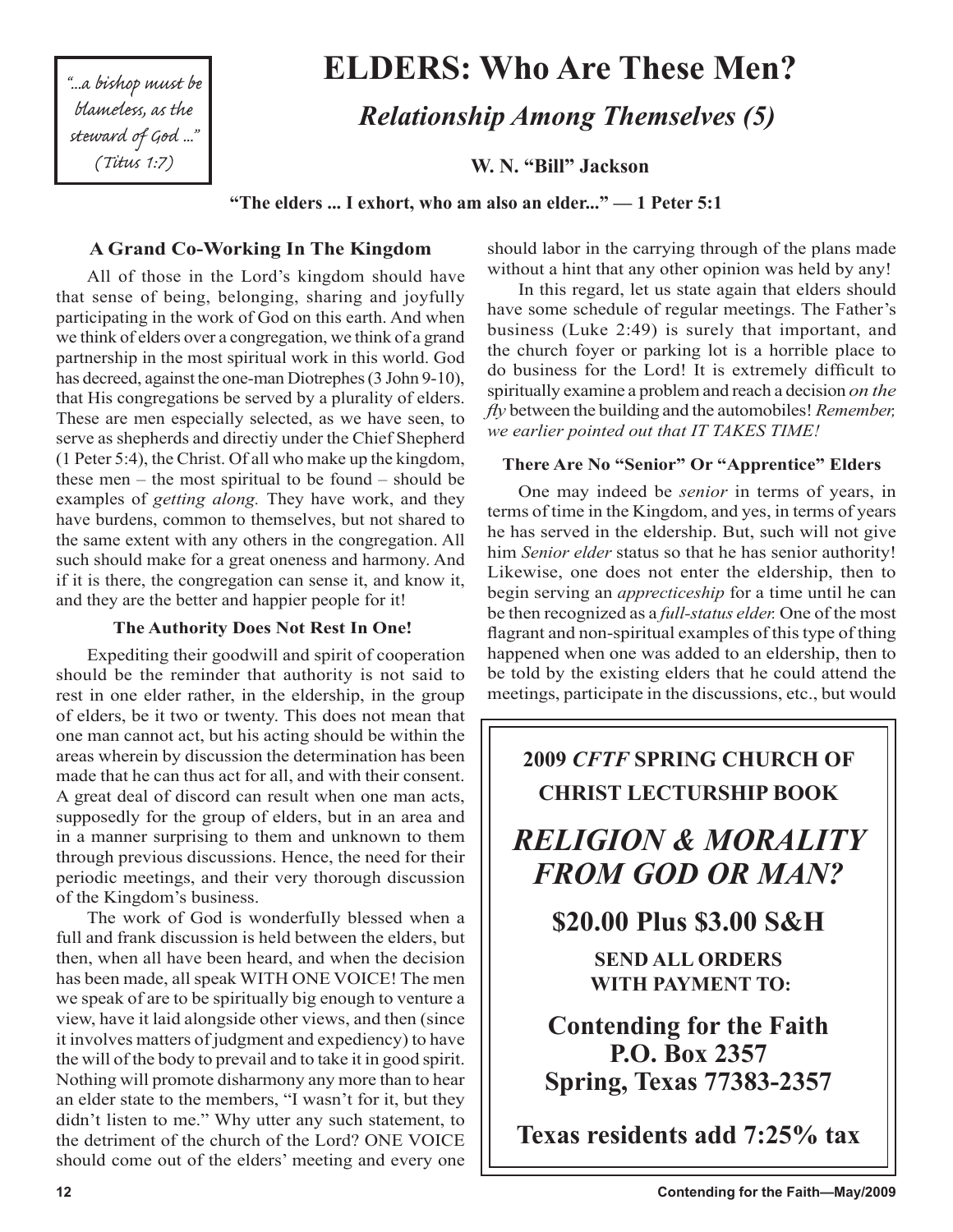*"...a bishop must be blameless, as the steward of God ..." (Titus 1:7)*

# ELDERS: Who Are These Men?

## *Relationship Among Themselves (5)*

**W. N. "Bill" Jackson**

**"The elders ... I exhort, who am also an elder..." — 1 Peter 5:1**

### A Grand Co-Working In The Kingdom

All of those in the Lord's kingdom should have that sense of being, belonging, sharing and joyfully participating in the work of God on this earth. And when we think of elders over a congregation, we think of a grand partnership in the most spiritual work in this world. God has decreed, against the one-man Diotrephes (3 John 9-10), that His congregations be served by a plurality of elders. These are men especially selected, as we have seen, to serve as shepherds and directiy under the Chief Shepherd (1 Peter 5:4), the Christ. Of all who make up the kingdom, these men – the most spiritual to be found – should be examples of *getting along.* They have work, and they have burdens, common to themselves, but not shared to the same extent with any others in the congregation. All such should make for a great oneness and harmony. And if it is there, the congregation can sense it, and know it, and they are the better and happier people for it!

### The Authority Does Not Rest In One!

Expediting their goodwill and spirit of cooperation should be the reminder that authority is not said to rest in one elder rather, in the eldership, in the group of elders, be it two or twenty. This does not mean that one man cannot act, but his acting should be within the areas wherein by discussion the determination has been made that he can thus act for all, and with their consent. A great deal of discord can result when one man acts, supposedly for the group of elders, but in an area and in a manner surprising to them and unknown to them through previous discussions. Hence, the need for their periodic meetings, and their very thorough discussion of the Kingdom's business.

The work of God is wonderfuIly blessed when a full and frank discussion is held between the elders, but then, when all have been heard, and when the decision has been made, all speak WITH ONE VOICE! The men we speak of are to be spiritually big enough to venture a view, have it laid alongside other views, and then (since it involves matters of judgment and expediency) to have the will of the body to prevail and to take it in good spirit. Nothing will promote disharmony any more than to hear an elder state to the members, "I wasn't for it, but they didn't listen to me." Why utter any such statement, to the detriment of the church of the Lord? ONE VOICE should come out of the elders' meeting and every one should labor in the carrying through of the plans made without a hint that any other opinion was held by any!

In this regard, let us state again that elders should have some schedule of regular meetings. The Father's business (Luke 2:49) is surely that important, and the church foyer or parking lot is a horrible place to do business for the Lord! It is extremely difficult to spiritually examine a problem and reach a decision *on the fly* between the building and the automobiles! *Remember, we earlier pointed out that IT TAKES TIME!*

### There Are No "Senior" Or "Apprentice" Elders

One may indeed be *senior* in terms of years, in terms of time in the Kingdom, and yes, in terms of years he has served in the eldership. But, such will not give him *Senior elder* status so that he has senior authority! Likewise, one does not enter the eldership, then to begin serving an *appreciceship* for a time until he can be then recognized as a *full-status elder.* One of the most flagrant and non-spiritual examples of this type of thing happened when one was added to an eldership, then to be told by the existing elders that he could attend the meetings, participate in the discussions, etc., but would

---

**2009 *CFTF* SPRING CHURCH OF CHRIST LECTURSHIP BOOK**

***RELIGION & MORALITY FROM GOD OR MAN?***

**$20.00 Plus $3.00 S&H**

**SEND ALL ORDERS WITH PAYMENT TO:**

**Contending for the Faith**
**P.O. Box 2357**
**Spring, Texas 77383-2357**

**Texas residents add 7:25% tax**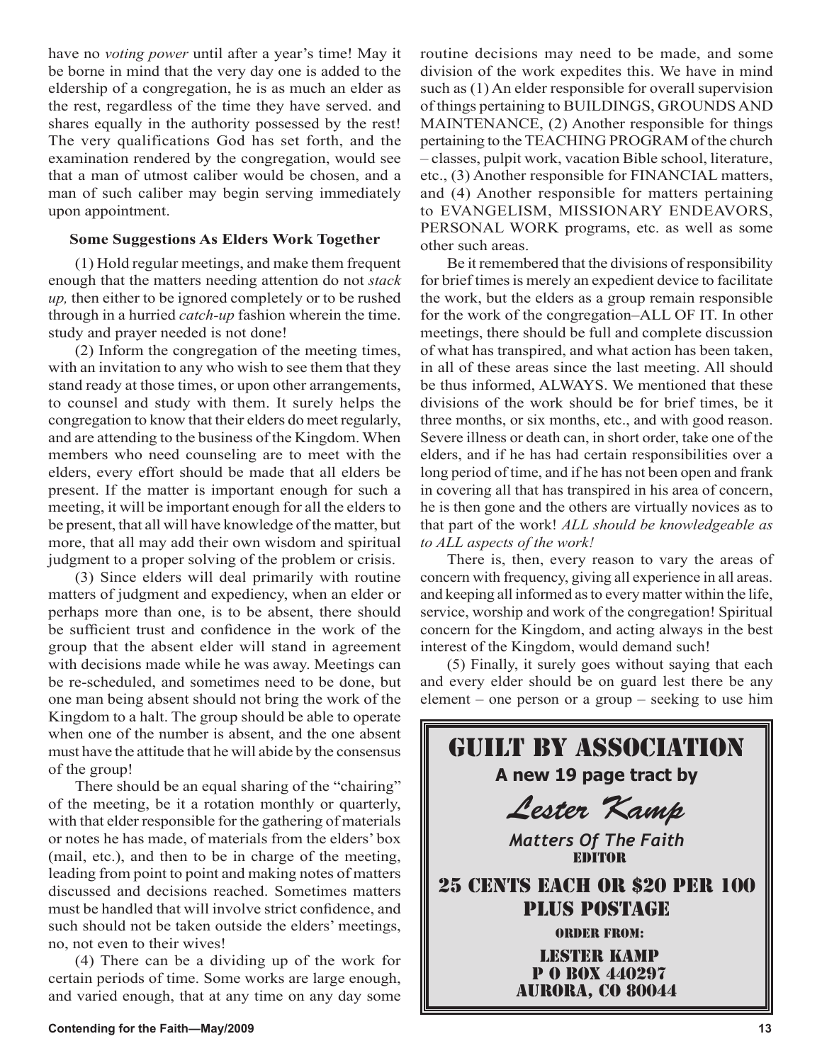have no *voting power* until after a year's time! May it be borne in mind that the very day one is added to the eldership of a congregation, he is as much an elder as the rest, regardless of the time they have served. and shares equally in the authority possessed by the rest! The very qualifications God has set forth, and the examination rendered by the congregation, would see that a man of utmost caliber would be chosen, and a man of such caliber may begin serving immediately upon appointment.

### Some Suggestions As Elders Work Together

(1) Hold regular meetings, and make them frequent enough that the matters needing attention do not *stack up,* then either to be ignored completely or to be rushed through in a hurried *catch-up* fashion wherein the time. study and prayer needed is not done!

(2) Inform the congregation of the meeting times, with an invitation to any who wish to see them that they stand ready at those times, or upon other arrangements, to counsel and study with them. It surely helps the congregation to know that their elders do meet regularly, and are attending to the business of the Kingdom. When members who need counseling are to meet with the elders, every effort should be made that all elders be present. If the matter is important enough for such a meeting, it will be important enough for all the elders to be present, that all will have knowledge of the matter, but more, that all may add their own wisdom and spiritual judgment to a proper solving of the problem or crisis.

(3) Since elders will deal primarily with routine matters of judgment and expediency, when an elder or perhaps more than one, is to be absent, there should be sufficient trust and confidence in the work of the group that the absent elder will stand in agreement with decisions made while he was away. Meetings can be re-scheduled, and sometimes need to be done, but one man being absent should not bring the work of the Kingdom to a halt. The group should be able to operate when one of the number is absent, and the one absent must have the attitude that he will abide by the consensus of the group!

There should be an equal sharing of the "chairing" of the meeting, be it a rotation monthly or quarterly, with that elder responsible for the gathering of materials or notes he has made, of materials from the elders' box (mail, etc.), and then to be in charge of the meeting, leading from point to point and making notes of matters discussed and decisions reached. Sometimes matters must be handled that will involve strict confidence, and such should not be taken outside the elders' meetings, no, not even to their wives!

(4) There can be a dividing up of the work for certain periods of time. Some works are large enough, and varied enough, that at any time on any day some routine decisions may need to be made, and some division of the work expedites this. We have in mind such as (1) An elder responsible for overall supervision of things pertaining to BUILDINGS, GROUNDS AND MAINTENANCE, (2) Another responsible for things pertaining to the TEACHING PROGRAM of the church – classes, pulpit work, vacation Bible school, literature, etc., (3) Another responsible for FINANCIAL matters, and (4) Another responsible for matters pertaining to EVANGELISM, MISSIONARY ENDEAVORS, PERSONAL WORK programs, etc. as well as some other such areas.

Be it remembered that the divisions of responsibility for brief times is merely an expedient device to facilitate the work, but the elders as a group remain responsible for the work of the congregation–ALL OF IT. In other meetings, there should be full and complete discussion of what has transpired, and what action has been taken, in all of these areas since the last meeting. All should be thus informed, ALWAYS. We mentioned that these divisions of the work should be for brief times, be it three months, or six months, etc., and with good reason. Severe illness or death can, in short order, take one of the elders, and if he has had certain responsibilities over a long period of time, and if he has not been open and frank in covering all that has transpired in his area of concern, he is then gone and the others are virtually novices as to that part of the work! *ALL should be knowledgeable as to ALL aspects of the work!*

There is, then, every reason to vary the areas of concern with frequency, giving all experience in all areas. and keeping all informed as to every matter within the life, service, worship and work of the congregation! Spiritual concern for the Kingdom, and acting always in the best interest of the Kingdom, would demand such!

(5) Finally, it surely goes without saying that each and every elder should be on guard lest there be any element – one person or a group – seeking to use him

---

**GUILT BY ASSOCIATION**

**A new 19 page tract by**

*Lester Kamp*

*Matters Of The Faith* EDITOR

**25 CENTS EACH OR $20 PER 100 PLUS POSTAGE**

ORDER FROM:

LESTER KAMP
P O BOX 440297
AURORA, CO 80044

---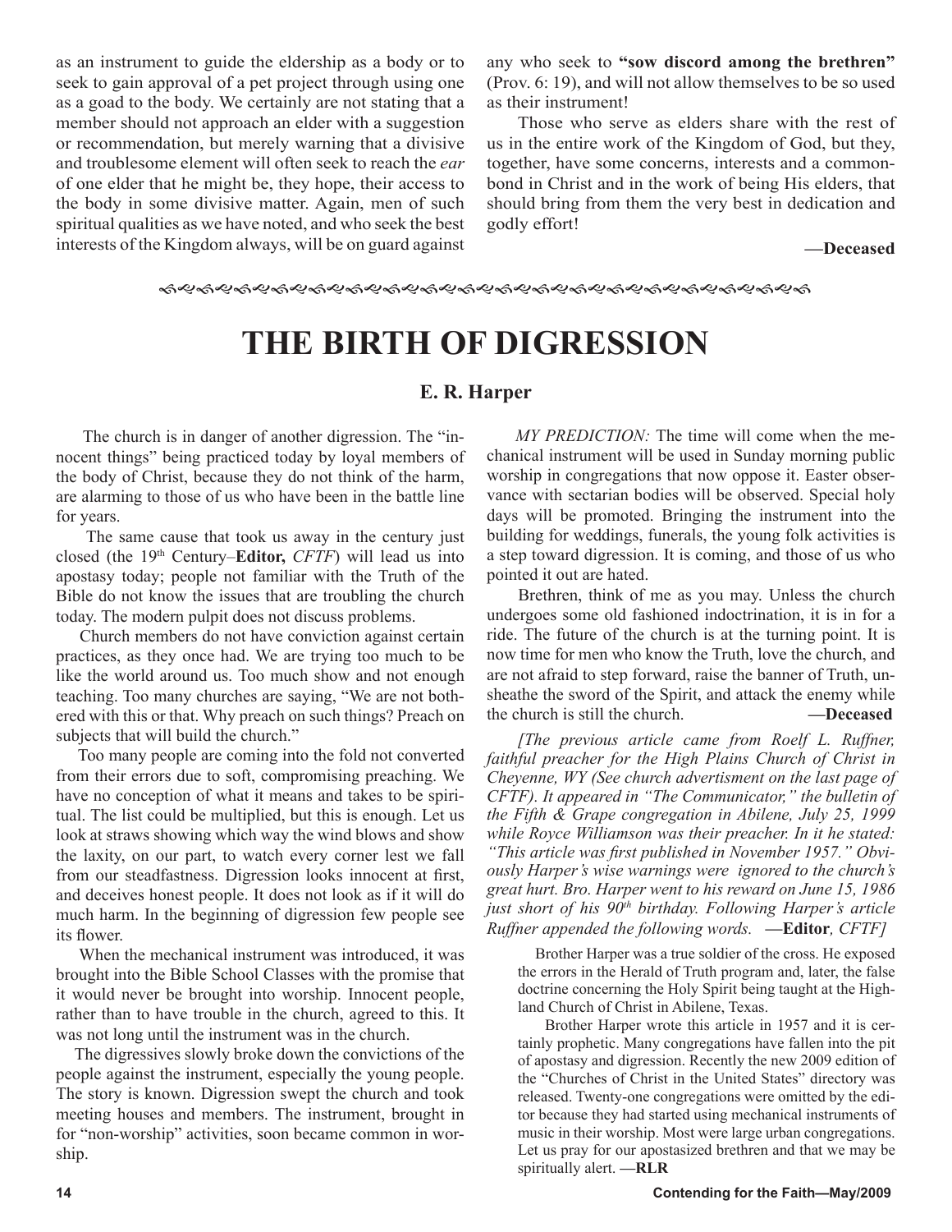as an instrument to guide the eldership as a body or to seek to gain approval of a pet project through using one as a goad to the body. We certainly are not stating that a member should not approach an elder with a suggestion or recommendation, but merely warning that a divisive and troublesome element will often seek to reach the *ear* of one elder that he might be, they hope, their access to the body in some divisive matter. Again, men of such spiritual qualities as we have noted, and who seek the best interests of the Kingdom always, will be on guard against any who seek to **"sow discord among the brethren"** (Prov. 6: 19), and will not allow themselves to be so used as their instrument!

Those who serve as elders share with the rest of us in the entire work of the Kingdom of God, but they, together, have some concerns, interests and a common-bond in Christ and in the work of being His elders, that should bring from them the very best in dedication and godly effort!

**—Deceased**

# THE BIRTH OF DIGRESSION

### E. R. Harper

The church is in danger of another digression. The "innocent things" being practiced today by loyal members of the body of Christ, because they do not think of the harm, are alarming to those of us who have been in the battle line for years.

The same cause that took us away in the century just closed (the 19th Century–**Editor,** *CFTF*) will lead us into apostasy today; people not familiar with the Truth of the Bible do not know the issues that are troubling the church today. The modern pulpit does not discuss problems.

Church members do not have conviction against certain practices, as they once had. We are trying too much to be like the world around us. Too much show and not enough teaching. Too many churches are saying, "We are not bothered with this or that. Why preach on such things? Preach on subjects that will build the church."

Too many people are coming into the fold not converted from their errors due to soft, compromising preaching. We have no conception of what it means and takes to be spiritual. The list could be multiplied, but this is enough. Let us look at straws showing which way the wind blows and show the laxity, on our part, to watch every corner lest we fall from our steadfastness. Digression looks innocent at first, and deceives honest people. It does not look as if it will do much harm. In the beginning of digression few people see its flower.

When the mechanical instrument was introduced, it was brought into the Bible School Classes with the promise that it would never be brought into worship. Innocent people, rather than to have trouble in the church, agreed to this. It was not long until the instrument was in the church.

The digressives slowly broke down the convictions of the people against the instrument, especially the young people. The story is known. Digression swept the church and took meeting houses and members. The instrument, brought in for "non-worship" activities, soon became common in worship.

*MY PREDICTION:* The time will come when the mechanical instrument will be used in Sunday morning public worship in congregations that now oppose it. Easter observance with sectarian bodies will be observed. Special holy days will be promoted. Bringing the instrument into the building for weddings, funerals, the young folk activities is a step toward digression. It is coming, and those of us who pointed it out are hated.

Brethren, think of me as you may. Unless the church undergoes some old fashioned indoctrination, it is in for a ride. The future of the church is at the turning point. It is now time for men who know the Truth, love the church, and are not afraid to step forward, raise the banner of Truth, unsheathe the sword of the Spirit, and attack the enemy while the church is still the church. **—Deceased**

*[The previous article came from Roelf L. Ruffner, faithful preacher for the High Plains Church of Christ in Cheyenne, WY (See church advertisment on the last page of CFTF). It appeared in "The Communicator," the bulletin of the Fifth & Grape congregation in Abilene, July 25, 1999 while Royce Williamson was their preacher. In it he stated: "This article was first published in November 1957." Obviously Harper's wise warnings were ignored to the church's great hurt. Bro. Harper went to his reward on June 15, 1986 just short of his 90th birthday. Following Harper's article Ruffner appended the following words.* **—Editor***, CFTF]*

> Brother Harper was a true soldier of the cross. He exposed the errors in the Herald of Truth program and, later, the false doctrine concerning the Holy Spirit being taught at the Highland Church of Christ in Abilene, Texas.
>
> Brother Harper wrote this article in 1957 and it is certainly prophetic. Many congregations have fallen into the pit of apostasy and digression. Recently the new 2009 edition of the "Churches of Christ in the United States" directory was released. Twenty-one congregations were omitted by the editor because they had started using mechanical instruments of music in their worship. Most were large urban congregations. Let us pray for our apostasized brethren and that we may be spiritually alert. **—RLR**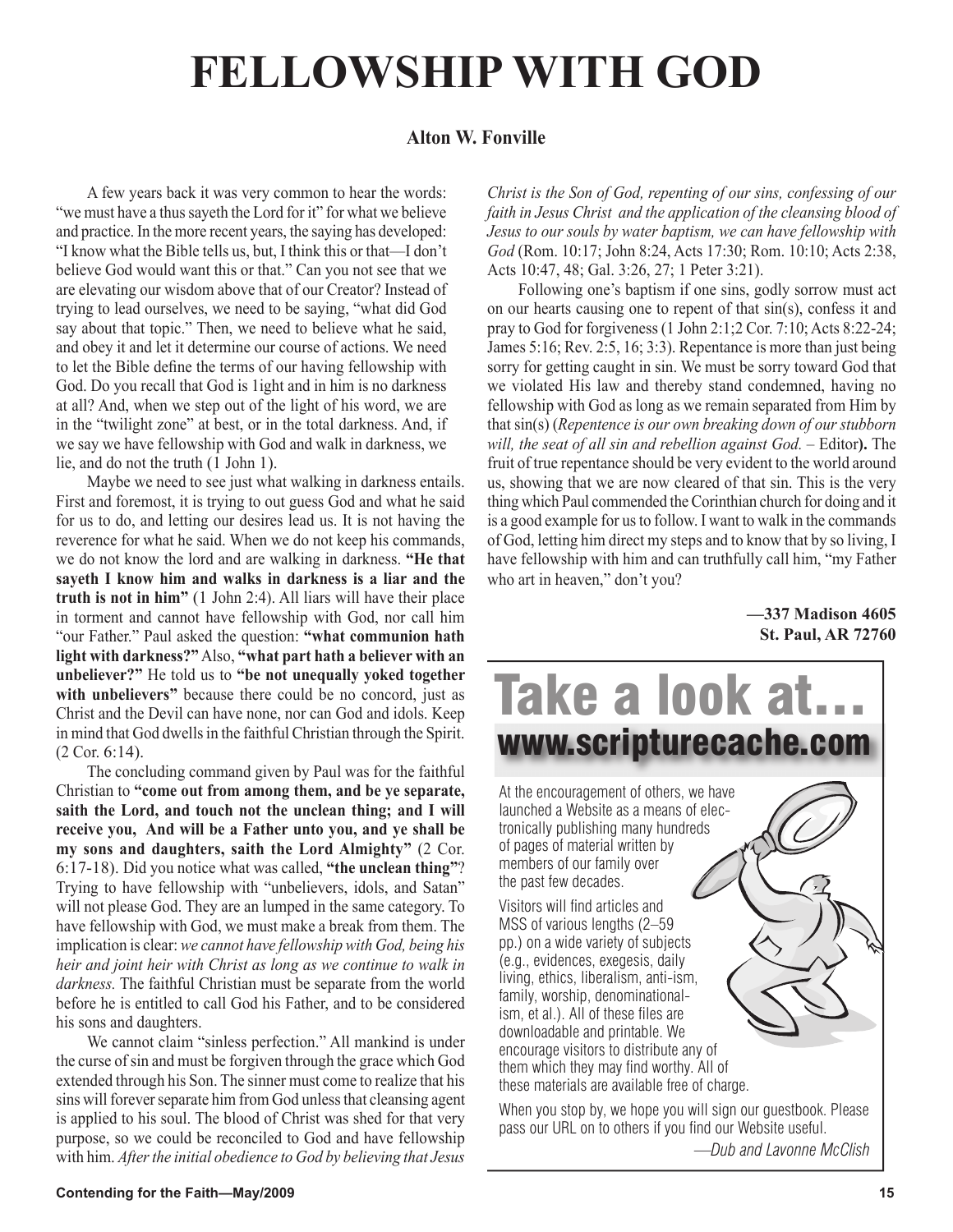# FELLOWSHIP WITH GOD

**Alton W. Fonville**

A few years back it was very common to hear the words: "we must have a thus sayeth the Lord for it" for what we believe and practice. In the more recent years, the saying has developed: "I know what the Bible tells us, but, I think this or that—I don't believe God would want this or that." Can you not see that we are elevating our wisdom above that of our Creator? Instead of trying to lead ourselves, we need to be saying, "what did God say about that topic." Then, we need to believe what he said, and obey it and let it determine our course of actions. We need to let the Bible define the terms of our having fellowship with God. Do you recall that God is 1ight and in him is no darkness at all? And, when we step out of the light of his word, we are in the "twilight zone" at best, or in the total darkness. And, if we say we have fellowship with God and walk in darkness, we lie, and do not the truth (1 John 1).

Maybe we need to see just what walking in darkness entails. First and foremost, it is trying to out guess God and what he said for us to do, and letting our desires lead us. It is not having the reverence for what he said. When we do not keep his commands, we do not know the lord and are walking in darkness. **"He that sayeth I know him and walks in darkness is a liar and the truth is not in him"** (1 John 2:4). All liars will have their place in torment and cannot have fellowship with God, nor call him "our Father." Paul asked the question: **"what communion hath light with darkness?"** Also, **"what part hath a believer with an unbeliever?"** He told us to **"be not unequally yoked together with unbelievers"** because there could be no concord, just as Christ and the Devil can have none, nor can God and idols. Keep in mind that God dwells in the faithful Christian through the Spirit. (2 Cor. 6:14).

The concluding command given by Paul was for the faithful Christian to **"come out from among them, and be ye separate, saith the Lord, and touch not the unclean thing; and I will receive you, And will be a Father unto you, and ye shall be my sons and daughters, saith the Lord Almighty"** (2 Cor. 6:17-18). Did you notice what was called, **"the unclean thing"**? Trying to have fellowship with "unbelievers, idols, and Satan" will not please God. They are an lumped in the same category. To have fellowship with God, we must make a break from them. The implication is clear: *we cannot have fellowship with God, being his heir and joint heir with Christ as long as we continue to walk in darkness.* The faithful Christian must be separate from the world before he is entitled to call God his Father, and to be considered his sons and daughters.

We cannot claim "sinless perfection." All mankind is under the curse of sin and must be forgiven through the grace which God extended through his Son. The sinner must come to realize that his sins will forever separate him from God unless that cleansing agent is applied to his soul. The blood of Christ was shed for that very purpose, so we could be reconciled to God and have fellowship with him. *After the initial obedience to God by believing that Jesus Christ is the Son of God, repenting of our sins, confessing of our faith in Jesus Christ and the application of the cleansing blood of Jesus to our souls by water baptism, we can have fellowship with God* (Rom. 10:17; John 8:24, Acts 17:30; Rom. 10:10; Acts 2:38, Acts 10:47, 48; Gal. 3:26, 27; 1 Peter 3:21).

Following one's baptism if one sins, godly sorrow must act on our hearts causing one to repent of that sin(s), confess it and pray to God for forgiveness (1 John 2:1;2 Cor. 7:10; Acts 8:22-24; James 5:16; Rev. 2:5, 16; 3:3). Repentance is more than just being sorry for getting caught in sin. We must be sorry toward God that we violated His law and thereby stand condemned, having no fellowship with God as long as we remain separated from Him by that sin(s) (*Repentence is our own breaking down of our stubborn will, the seat of all sin and rebellion against God.* – Editor**).** The fruit of true repentance should be very evident to the world around us, showing that we are now cleared of that sin. This is the very thing which Paul commended the Corinthian church for doing and it is a good example for us to follow. I want to walk in the commands of God, letting him direct my steps and to know that by so living, I have fellowship with him and can truthfully call him, "my Father who art in heaven," don't you?

**—337 Madison 4605**
**St. Paul, AR 72760**

---

# Take a look at...

## www.scripturecache.com

At the encouragement of others, we have launched a Website as a means of electronically publishing many hundreds of pages of material written by members of our family over the past few decades.

Visitors will find articles and MSS of various lengths (2–59 pp.) on a wide variety of subjects (e.g., evidences, exegesis, daily living, ethics, liberalism, anti-ism, family, worship, denominationalism, et al.). All of these files are downloadable and printable. We encourage visitors to distribute any of them which they may find worthy. All of these materials are available free of charge.

When you stop by, we hope you will sign our guestbook. Please pass our URL on to others if you find our Website useful.

*—Dub and Lavonne McClish*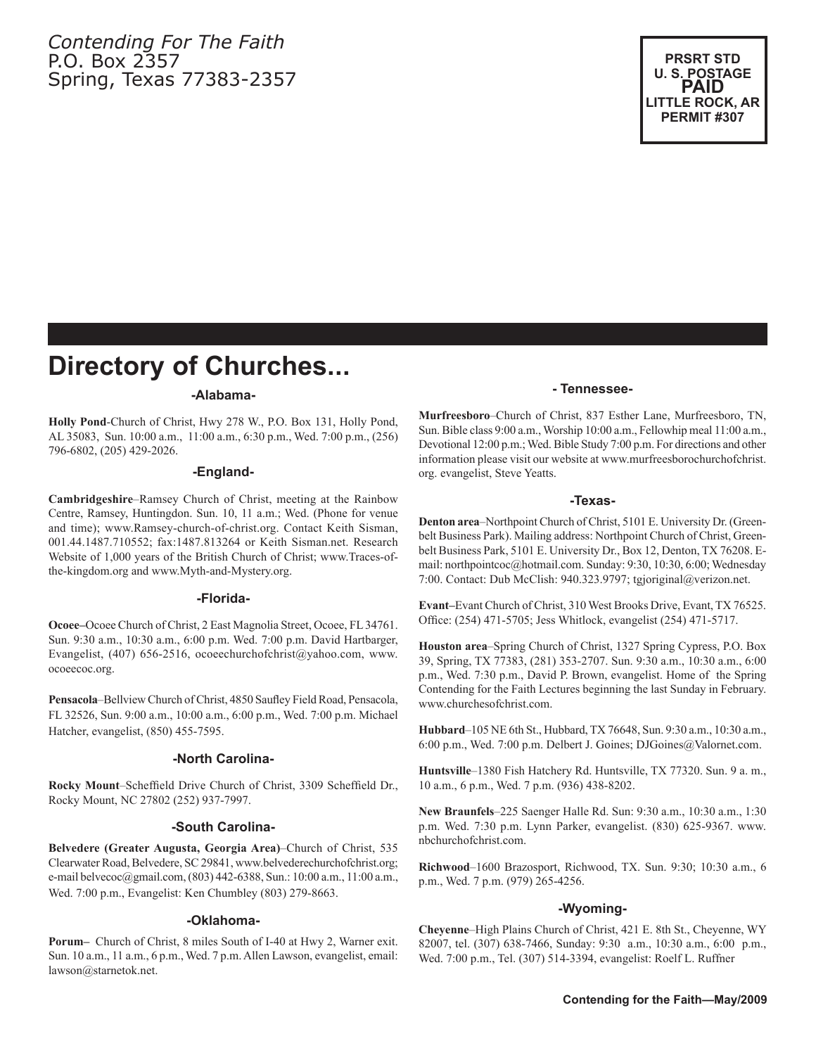*Contending For The Faith*
P.O. Box 2357
Spring, Texas 77383-2357

PRSRT STD
U. S. POSTAGE
**PAID**
LITTLE ROCK, AR
PERMIT #307

# Directory of Churches...

### -Alabama-

**Holly Pond**-Church of Christ, Hwy 278 W., P.O. Box 131, Holly Pond, AL 35083, Sun. 10:00 a.m., 11:00 a.m., 6:30 p.m., Wed. 7:00 p.m., (256) 796-6802, (205) 429-2026.

### -England-

**Cambridgeshire**–Ramsey Church of Christ, meeting at the Rainbow Centre, Ramsey, Huntingdon. Sun. 10, 11 a.m.; Wed. (Phone for venue and time); www.Ramsey-church-of-christ.org. Contact Keith Sisman, 001.44.1487.710552; fax:1487.813264 or Keith Sisman.net. Research Website of 1,000 years of the British Church of Christ; www.Traces-of-the-kingdom.org and www.Myth-and-Mystery.org.

### -Florida-

**Ocoee–**Ocoee Church of Christ, 2 East Magnolia Street, Ocoee, FL 34761. Sun. 9:30 a.m., 10:30 a.m., 6:00 p.m. Wed. 7:00 p.m. David Hartbarger, Evangelist, (407) 656-2516, ocoeechurchofchrist@yahoo.com, www.ocoeecoc.org.

**Pensacola**–Bellview Church of Christ, 4850 Saufley Field Road, Pensacola, FL 32526, Sun. 9:00 a.m., 10:00 a.m., 6:00 p.m., Wed. 7:00 p.m. Michael Hatcher, evangelist, (850) 455-7595.

### -North Carolina-

**Rocky Mount**–Scheffield Drive Church of Christ, 3309 Scheffield Dr., Rocky Mount, NC 27802 (252) 937-7997.

### -South Carolina-

**Belvedere (Greater Augusta, Georgia Area)**–Church of Christ, 535 Clearwater Road, Belvedere, SC 29841, www.belvederechurchofchrist.org; e-mail belvecoc@gmail.com, (803) 442-6388, Sun.: 10:00 a.m., 11:00 a.m., Wed. 7:00 p.m., Evangelist: Ken Chumbley (803) 279-8663.

### -Oklahoma-

**Porum–** Church of Christ, 8 miles South of I-40 at Hwy 2, Warner exit. Sun. 10 a.m., 11 a.m., 6 p.m., Wed. 7 p.m. Allen Lawson, evangelist, email: lawson@starnetok.net.

### - Tennessee-

**Murfreesboro**–Church of Christ, 837 Esther Lane, Murfreesboro, TN, Sun. Bible class 9:00 a.m., Worship 10:00 a.m., Fellowhip meal 11:00 a.m., Devotional 12:00 p.m.; Wed. Bible Study 7:00 p.m. For directions and other information please visit our website at www.murfreesborochurchofchrist.org. evangelist, Steve Yeatts.

### -Texas-

**Denton area**–Northpoint Church of Christ, 5101 E. University Dr. (Greenbelt Business Park). Mailing address: Northpoint Church of Christ, Greenbelt Business Park, 5101 E. University Dr., Box 12, Denton, TX 76208. E-mail: northpointcoc@hotmail.com. Sunday: 9:30, 10:30, 6:00; Wednesday 7:00. Contact: Dub McClish: 940.323.9797; tgjoriginal@verizon.net.

**Evant–**Evant Church of Christ, 310 West Brooks Drive, Evant, TX 76525. Office: (254) 471-5705; Jess Whitlock, evangelist (254) 471-5717.

**Houston area**–Spring Church of Christ, 1327 Spring Cypress, P.O. Box 39, Spring, TX 77383, (281) 353-2707. Sun. 9:30 a.m., 10:30 a.m., 6:00 p.m., Wed. 7:30 p.m., David P. Brown, evangelist. Home of the Spring Contending for the Faith Lectures beginning the last Sunday in February. www.churchesofchrist.com.

**Hubbard**–105 NE 6th St., Hubbard, TX 76648, Sun. 9:30 a.m., 10:30 a.m., 6:00 p.m., Wed. 7:00 p.m. Delbert J. Goines; DJGoines@Valornet.com.

**Huntsville**–1380 Fish Hatchery Rd. Huntsville, TX 77320. Sun. 9 a. m., 10 a.m., 6 p.m., Wed. 7 p.m. (936) 438-8202.

**New Braunfels**–225 Saenger Halle Rd. Sun: 9:30 a.m., 10:30 a.m., 1:30 p.m. Wed. 7:30 p.m. Lynn Parker, evangelist. (830) 625-9367. www.nbchurchofchrist.com.

**Richwood**–1600 Brazosport, Richwood, TX. Sun. 9:30; 10:30 a.m., 6 p.m., Wed. 7 p.m. (979) 265-4256.

### -Wyoming-

**Cheyenne**–High Plains Church of Christ, 421 E. 8th St., Cheyenne, WY 82007, tel. (307) 638-7466, Sunday: 9:30 a.m., 10:30 a.m., 6:00 p.m., Wed. 7:00 p.m., Tel. (307) 514-3394, evangelist: Roelf L. Ruffner